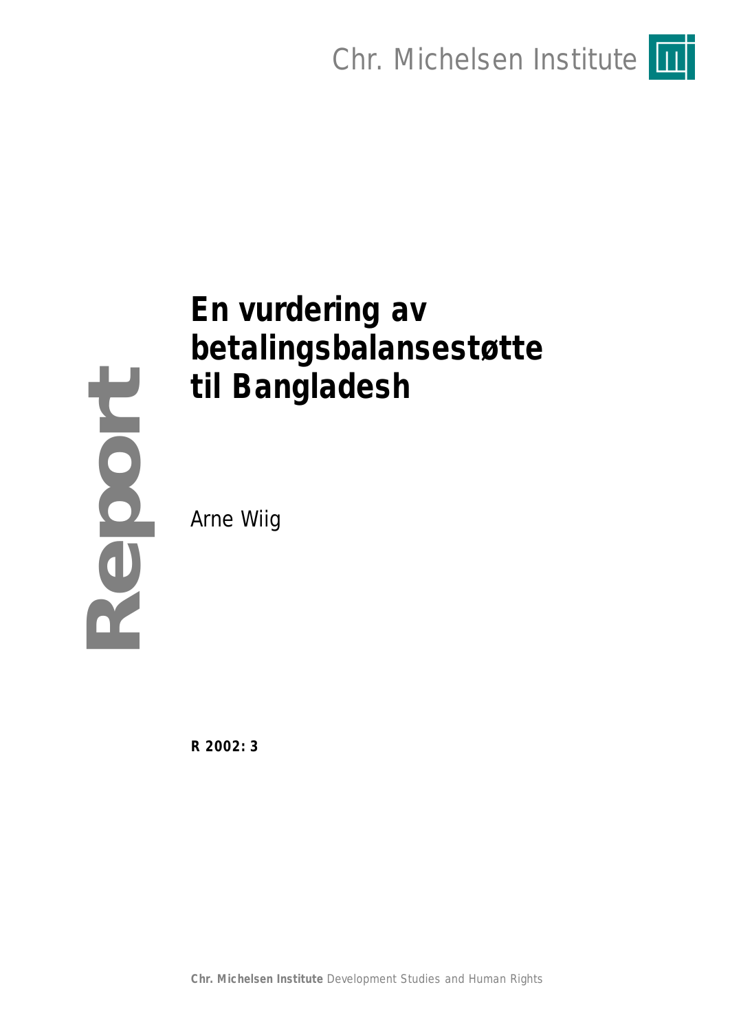Chr. Michelsen Institute

Report

# En vurdering av betalingsbalansestøtte til Bangladesh

Arne Wiig

**R 2002: 3**

**Chr. Michelsen Institute** Development Studies and Human Rights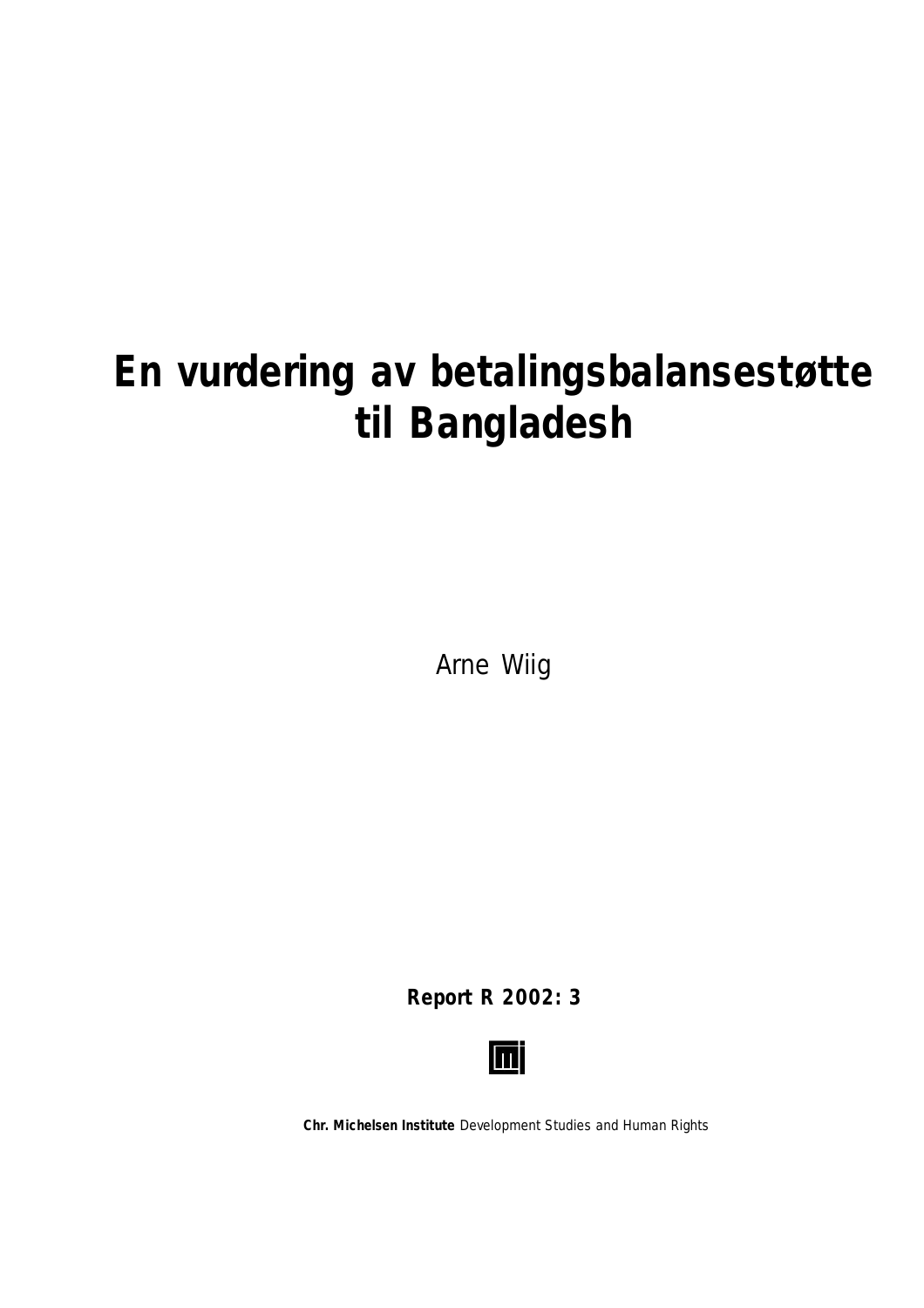# En vurdering av betalingsbalansestøtte til Bangladesh

Arne Wiig

**Report R 2002: 3**

**Chr. Michelsen Institute** Development Studies and Human Rights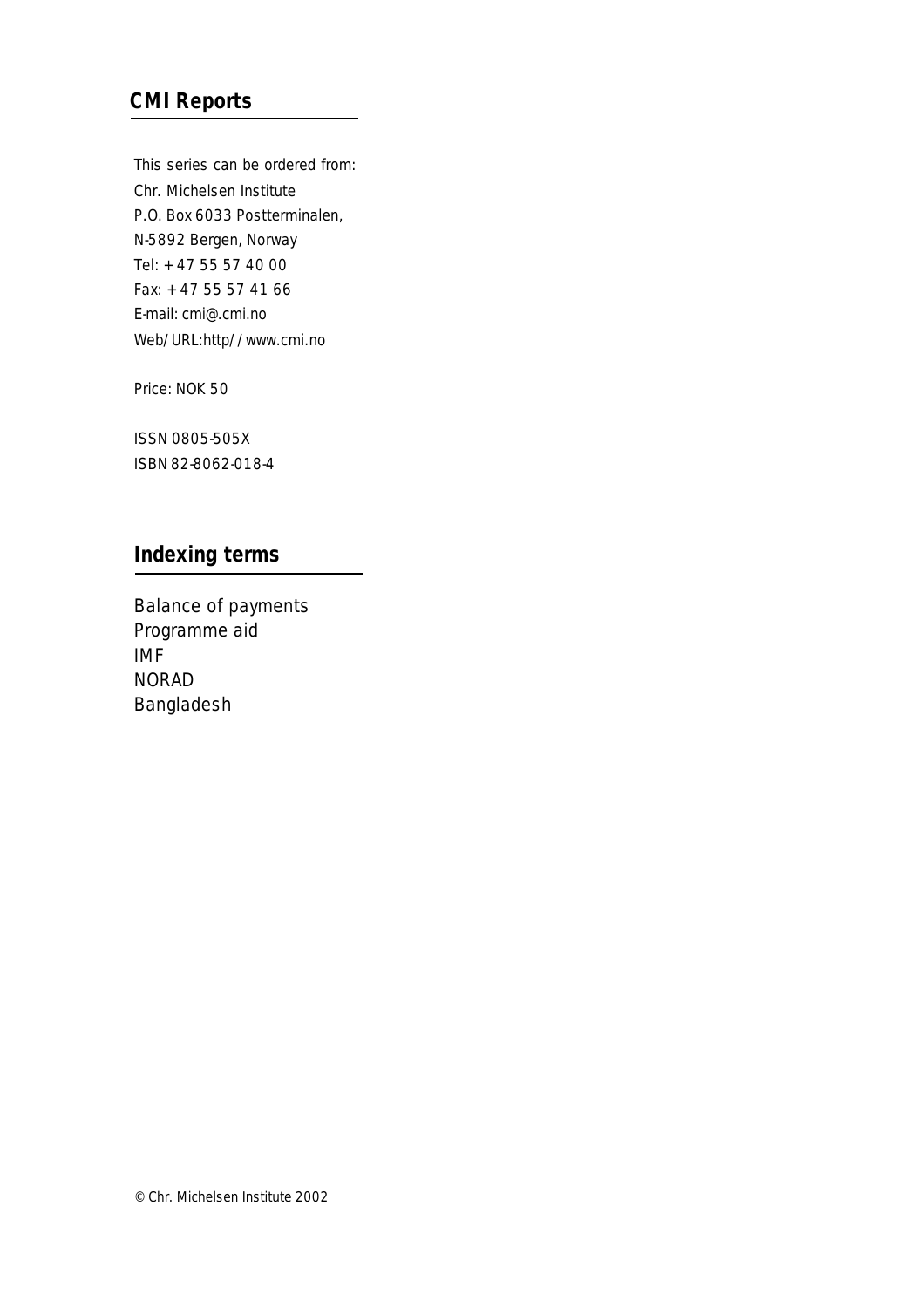## CMI Reports

This series can be ordered from:
Chr. Michelsen Institute
P.O. Box 6033 Postterminalen,
N-5892 Bergen, Norway
Tel: + 47 55 57 40 00
Fax: + 47 55 57 41 66
E-mail: cmi@.cmi.no
Web/URL:http//www.cmi.no

Price: NOK 50

ISSN 0805-505X
ISBN 82-8062-018-4

## Indexing terms

Balance of payments
Programme aid
IMF
NORAD
Bangladesh

© Chr. Michelsen Institute 2002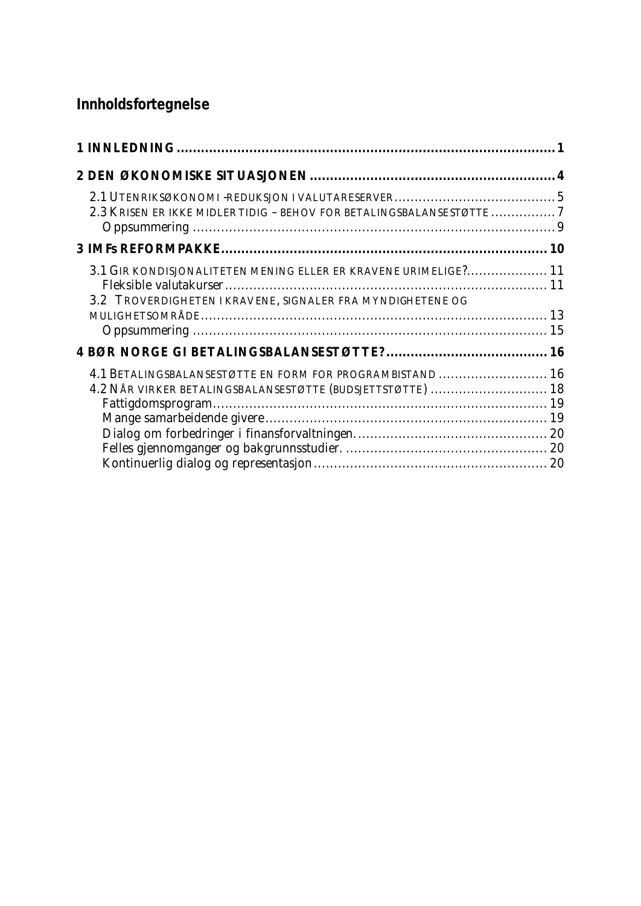## Innholdsfortegnelse

**1 INNLEDNING** ........................................................................................... **1**

**2 DEN ØKONOMISKE SITUASJONEN** ........................................................... **4**

- 2.1 UTENRIKSØKONOMI -REDUKSJON I VALUTARESERVER ....................................... 5
- 2.3 KRISEN ER IKKE MIDLERTIDIG – BEHOV FOR BETALINGSBALANSESTØTTE ................ 7
  - Oppsummering ........................................................................................ 9

**3 IMFs REFORMPAKKE** ............................................................................... **10**

- 3.1 GIR KONDISJONALITETEN MENING ELLER ER KRAVENE URIMELIGE? .................... 11
  - Fleksible valutakurser ............................................................................... 11
- 3.2 TROVERDIGHETEN I KRAVENE, SIGNALER FRA MYNDIGHETENE OG MULIGHETSOMRÅDE ...................................................................................... 13
  - Oppsummering ........................................................................................ 15

**4 BØR NORGE GI BETALINGSBALANSESTØTTE?** ........................................ **16**

- 4.1 BETALINGSBALANSESTØTTE EN FORM FOR PROGRAMBISTAND ........................... 16
- 4.2 NÅR VIRKER BETALINGSBALANSESTØTTE (BUDSJETTSTØTTE) ............................. 18
  - Fattigdomsprogram ................................................................................... 19
  - Mange samarbeidende givere ..................................................................... 19
  - Dialog om forbedringer i finansforvaltningen. ............................................... 20
  - Felles gjennomganger og bakgrunnsstudier. .................................................. 20
  - Kontinuerlig dialog og representasjon .......................................................... 20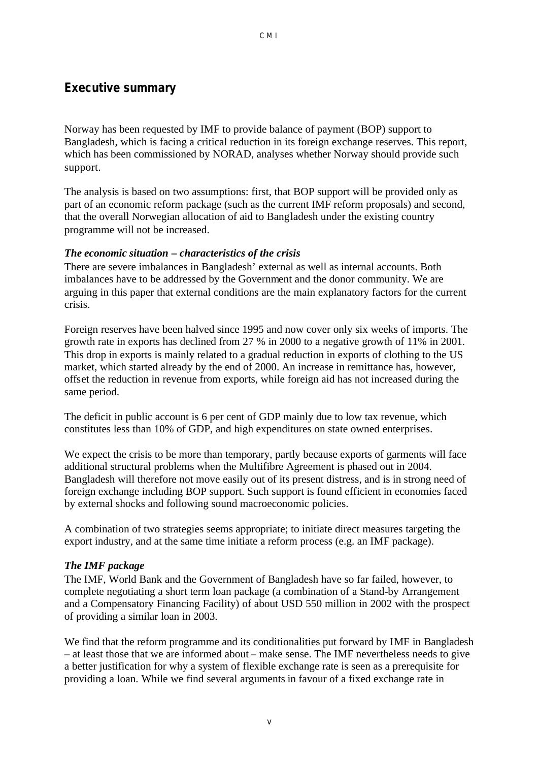## Executive summary

Norway has been requested by IMF to provide balance of payment (BOP) support to Bangladesh, which is facing a critical reduction in its foreign exchange reserves. This report, which has been commissioned by NORAD, analyses whether Norway should provide such support.

The analysis is based on two assumptions: first, that BOP support will be provided only as part of an economic reform package (such as the current IMF reform proposals) and second, that the overall Norwegian allocation of aid to Bangladesh under the existing country programme will not be increased.

***The economic situation – characteristics of the crisis***

There are severe imbalances in Bangladesh' external as well as internal accounts. Both imbalances have to be addressed by the Government and the donor community. We are arguing in this paper that external conditions are the main explanatory factors for the current crisis.

Foreign reserves have been halved since 1995 and now cover only six weeks of imports. The growth rate in exports has declined from 27 % in 2000 to a negative growth of 11% in 2001. This drop in exports is mainly related to a gradual reduction in exports of clothing to the US market, which started already by the end of 2000. An increase in remittance has, however, offset the reduction in revenue from exports, while foreign aid has not increased during the same period.

The deficit in public account is 6 per cent of GDP mainly due to low tax revenue, which constitutes less than 10% of GDP, and high expenditures on state owned enterprises.

We expect the crisis to be more than temporary, partly because exports of garments will face additional structural problems when the Multifibre Agreement is phased out in 2004. Bangladesh will therefore not move easily out of its present distress, and is in strong need of foreign exchange including BOP support. Such support is found efficient in economies faced by external shocks and following sound macroeconomic policies.

A combination of two strategies seems appropriate; to initiate direct measures targeting the export industry, and at the same time initiate a reform process (e.g. an IMF package).

***The IMF package***

The IMF, World Bank and the Government of Bangladesh have so far failed, however, to complete negotiating a short term loan package (a combination of a Stand-by Arrangement and a Compensatory Financing Facility) of about USD 550 million in 2002 with the prospect of providing a similar loan in 2003.

We find that the reform programme and its conditionalities put forward by IMF in Bangladesh – at least those that we are informed about – make sense. The IMF nevertheless needs to give a better justification for why a system of flexible exchange rate is seen as a prerequisite for providing a loan. While we find several arguments in favour of a fixed exchange rate in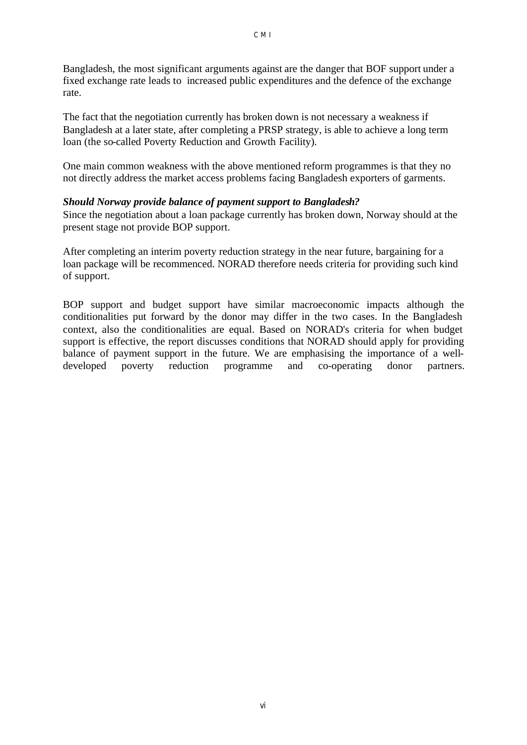Bangladesh, the most significant arguments against are the danger that BOF support under a fixed exchange rate leads to increased public expenditures and the defence of the exchange rate.

The fact that the negotiation currently has broken down is not necessary a weakness if Bangladesh at a later state, after completing a PRSP strategy, is able to achieve a long term loan (the so-called Poverty Reduction and Growth Facility).

One main common weakness with the above mentioned reform programmes is that they no not directly address the market access problems facing Bangladesh exporters of garments.

***Should Norway provide balance of payment support to Bangladesh?***

Since the negotiation about a loan package currently has broken down, Norway should at the present stage not provide BOP support.

After completing an interim poverty reduction strategy in the near future, bargaining for a loan package will be recommenced. NORAD therefore needs criteria for providing such kind of support.

BOP support and budget support have similar macroeconomic impacts although the conditionalities put forward by the donor may differ in the two cases. In the Bangladesh context, also the conditionalities are equal. Based on NORAD's criteria for when budget support is effective, the report discusses conditions that NORAD should apply for providing balance of payment support in the future. We are emphasising the importance of a well-developed poverty reduction programme and co-operating donor partners.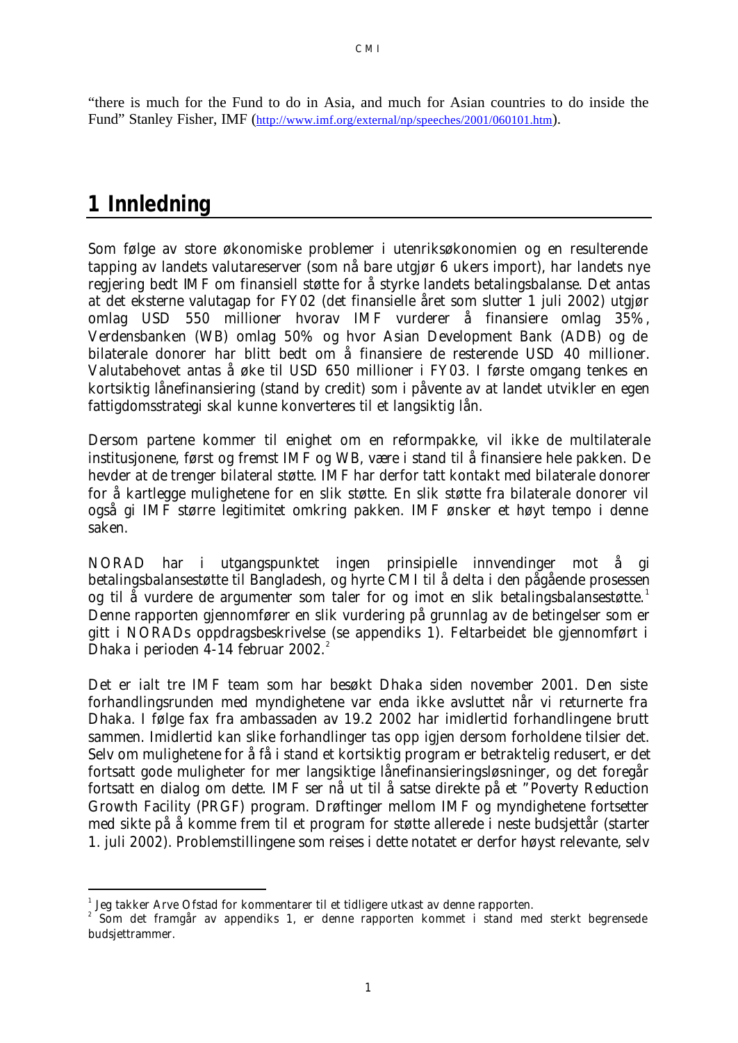"there is much for the Fund to do in Asia, and much for Asian countries to do inside the Fund" Stanley Fisher, IMF (http://www.imf.org/external/np/speeches/2001/060101.htm).

# 1 Innledning

Som følge av store økonomiske problemer i utenriksøkonomien og en resulterende tapping av landets valutareserver (som nå bare utgjør 6 ukers import), har landets nye regjering bedt IMF om finansiell støtte for å styrke landets betalingsbalanse. Det antas at det eksterne valutagap for FY02 (det finansielle året som slutter 1 juli 2002) utgjør omlag USD 550 millioner hvorav IMF vurderer å finansiere omlag 35%, Verdensbanken (WB) omlag 50% og hvor Asian Development Bank (ADB) og de bilaterale donorer har blitt bedt om å finansiere de resterende USD 40 millioner. Valutabehovet antas å øke til USD 650 millioner i FY03. I første omgang tenkes en kortsiktig lånefinansiering (stand by credit) som i påvente av at landet utvikler en egen fattigdomsstrategi skal kunne konverteres til et langsiktig lån.

Dersom partene kommer til enighet om en reformpakke, vil ikke de multilaterale institusjonene, først og fremst IMF og WB, være i stand til å finansiere hele pakken. De hevder at de trenger bilateral støtte. IMF har derfor tatt kontakt med bilaterale donorer for å kartlegge mulighetene for en slik støtte. En slik støtte fra bilaterale donorer vil også gi IMF større legitimitet omkring pakken. IMF ønsker et høyt tempo i denne saken.

NORAD har i utgangspunktet ingen prinsipielle innvendinger mot å gi betalingsbalansestøtte til Bangladesh, og hyrte CMI til å delta i den pågående prosessen og til å vurdere de argumenter som taler for og imot en slik betalingsbalansestøtte.[1] Denne rapporten gjennomfører en slik vurdering på grunnlag av de betingelser som er gitt i NORADs oppdragsbeskrivelse (se appendiks 1). Feltarbeidet ble gjennomført i Dhaka i perioden 4-14 februar 2002.[2]

Det er ialt tre IMF team som har besøkt Dhaka siden november 2001. Den siste forhandlingsrunden med myndighetene var enda ikke avsluttet når vi returnerte fra Dhaka. I følge fax fra ambassaden av 19.2 2002 har imidlertid forhandlingene brutt sammen. Imidlertid kan slike forhandlinger tas opp igjen dersom forholdene tilsier det. Selv om mulighetene for å få i stand et kortsiktig program er betraktelig redusert, er det fortsatt gode muligheter for mer langsiktige lånefinansieringsløsninger, og det foregår fortsatt en dialog om dette. IMF ser nå ut til å satse direkte på et "Poverty Reduction Growth Facility (PRGF) program. Drøftinger mellom IMF og myndighetene fortsetter med sikte på å komme frem til et program for støtte allerede i neste budsjettår (starter 1. juli 2002). Problemstillingene som reises i dette notatet er derfor høyst relevante, selv

---

[1] Jeg takker Arve Ofstad for kommentarer til et tidligere utkast av denne rapporten.

[2] Som det framgår av appendiks 1, er denne rapporten kommet i stand med sterkt begrensede budsjettrammer.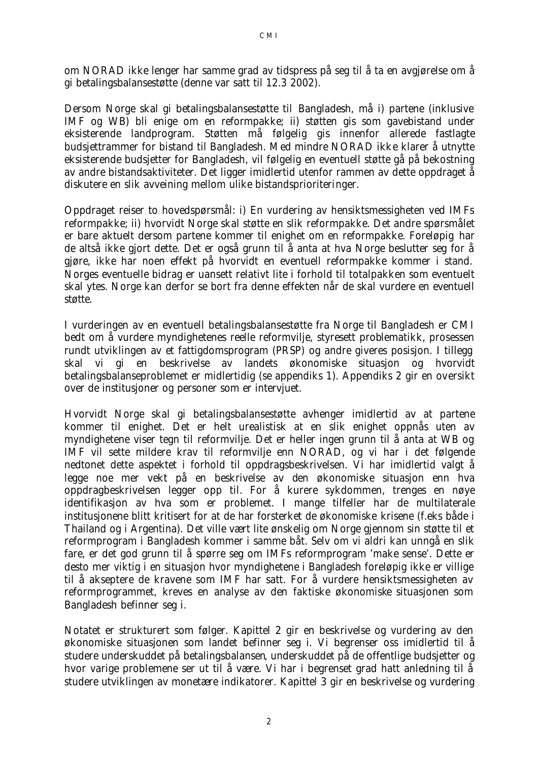om NORAD ikke lenger har samme grad av tidspress på seg til å ta en avgjørelse om å gi betalingsbalansestøtte (denne var satt til 12.3 2002).

Dersom Norge skal gi betalingsbalansestøtte til Bangladesh, må i) partene (inklusive IMF og WB) bli enige om en reformpakke; ii) støtten gis som gavebistand under eksisterende landprogram. Støtten må følgelig gis innenfor allerede fastlagte budsjettrammer for bistand til Bangladesh. Med mindre NORAD ikke klarer å utnytte eksisterende budsjetter for Bangladesh, vil følgelig en eventuell støtte gå på bekostning av andre bistandsaktiviteter. Det ligger imidlertid utenfor rammen av dette oppdraget å diskutere en slik avveining mellom ulike bistandsprioriteringer.

Oppdraget reiser to hovedspørsmål: i) En vurdering av hensiktsmessigheten ved IMFs reformpakke; ii) hvorvidt Norge skal støtte en slik reformpakke. Det andre spørsmålet er bare aktuelt dersom partene kommer til enighet om en reformpakke. Foreløpig har de altså ikke gjort dette. Det er også grunn til å anta at hva Norge beslutter seg for å gjøre, ikke har noen effekt på hvorvidt en eventuell reformpakke kommer i stand. Norges eventuelle bidrag er uansett relativt lite i forhold til totalpakken som eventuelt skal ytes. Norge kan derfor se bort fra denne effekten når de skal vurdere en eventuell støtte.

I vurderingen av en eventuell betalingsbalansestøtte fra Norge til Bangladesh er CMI bedt om å vurdere myndighetenes reelle reformvilje, styresett problematikk, prosessen rundt utviklingen av et fattigdomsprogram (PRSP) og andre giveres posisjon. I tillegg skal vi gi en beskrivelse av landets økonomiske situasjon og hvorvidt betalingsbalanseproblemet er midlertidig (se appendiks 1). Appendiks 2 gir en oversikt over de institusjoner og personer som er intervjuet.

Hvorvidt Norge skal gi betalingsbalansestøtte avhenger imidlertid av at partene kommer til enighet. Det er helt urealistisk at en slik enighet oppnås uten av myndighetene viser tegn til reformvilje. Det er heller ingen grunn til å anta at WB og IMF vil sette mildere krav til reformvilje enn NORAD, og vi har i det følgende nedtonet dette aspektet i forhold til oppdragsbeskrivelsen. Vi har imidlertid valgt å legge noe mer vekt på en beskrivelse av den økonomiske situasjon enn hva oppdragbeskrivelsen legger opp til. For å kurere sykdommen, trenges en nøye identifikasjon av hva som er problemet. I mange tilfeller har de multilaterale institusjonene blitt kritisert for at de har forsterket de økonomiske krisene (f.eks både i Thailand og i Argentina). Det ville vært lite ønskelig om Norge gjennom sin støtte til et reformprogram i Bangladesh kommer i samme båt. Selv om vi aldri kan unngå en slik fare, er det god grunn til å spørre seg om IMFs reformprogram 'make sense'. Dette er desto mer viktig i en situasjon hvor myndighetene i Bangladesh foreløpig ikke er villige til å akseptere de kravene som IMF har satt. For å vurdere hensiktsmessigheten av reformprogrammet, kreves en analyse av den faktiske økonomiske situasjonen som Bangladesh befinner seg i.

Notatet er strukturert som følger. Kapittel 2 gir en beskrivelse og vurdering av den økonomiske situasjonen som landet befinner seg i. Vi begrenser oss imidlertid til å studere underskuddet på betalingsbalansen, underskuddet på de offentlige budsjetter og hvor varige problemene ser ut til å være. Vi har i begrenset grad hatt anledning til å studere utviklingen av monetære indikatorer. Kapittel 3 gir en beskrivelse og vurdering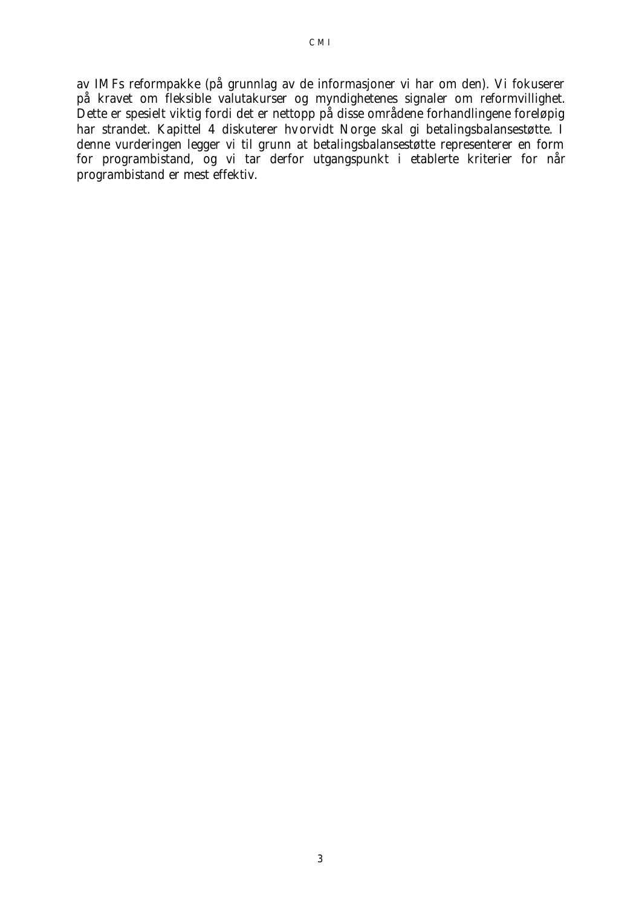av IMFs reformpakke (på grunnlag av de informasjoner vi har om den). Vi fokuserer på kravet om fleksible valutakurser og myndighetenes signaler om reformvillighet. Dette er spesielt viktig fordi det er nettopp på disse områdene forhandlingene foreløpig har strandet. Kapittel 4 diskuterer hvorvidt Norge skal gi betalingsbalansestøtte. I denne vurderingen legger vi til grunn at betalingsbalansestøtte representerer en form for programbistand, og vi tar derfor utgangspunkt i etablerte kriterier for når programbistand er mest effektiv.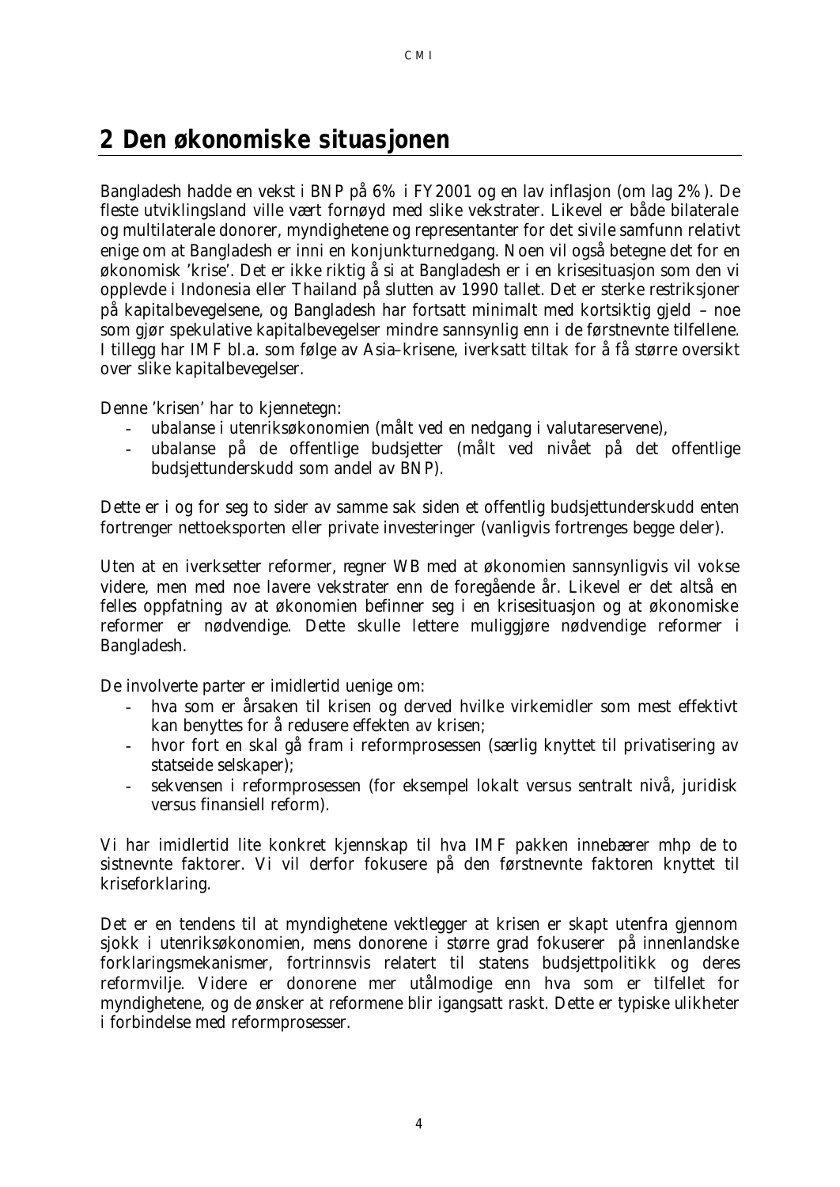# 2 Den økonomiske situasjonen

Bangladesh hadde en vekst i BNP på 6% i FY2001 og en lav inflasjon (om lag 2%). De fleste utviklingsland ville vært fornøyd med slike vekstrater. Likevel er både bilaterale og multilaterale donorer, myndighetene og representanter for det sivile samfunn relativt enige om at Bangladesh er inni en konjunkturnedgang. Noen vil også betegne det for en økonomisk 'krise'. Det er ikke riktig å si at Bangladesh er i en krisesituasjon som den vi opplevde i Indonesia eller Thailand på slutten av 1990 tallet. Det er sterke restriksjoner på kapitalbevegelsene, og Bangladesh har fortsatt minimalt med kortsiktig gjeld – noe som gjør spekulative kapitalbevegelser mindre sannsynlig enn i de førstnevnte tilfellene. I tillegg har IMF bl.a. som følge av Asia–krisene, iverksatt tiltak for å få større oversikt over slike kapitalbevegelser.

Denne 'krisen' har to kjennetegn:

- ubalanse i utenriksøkonomien (målt ved en nedgang i valutareservene),
- ubalanse på de offentlige budsjetter (målt ved nivået på det offentlige budsjettunderskudd som andel av BNP).

Dette er i og for seg to sider av samme sak siden et offentlig budsjettunderskudd enten fortrenger nettoeksporten eller private investeringer (vanligvis fortrenges begge deler).

Uten at en iverksetter reformer, regner WB med at økonomien sannsynligvis vil vokse videre, men med noe lavere vekstrater enn de foregående år. Likevel er det altså en felles oppfatning av at økonomien befinner seg i en krisesituasjon og at økonomiske reformer er nødvendige. Dette skulle lettere muliggjøre nødvendige reformer i Bangladesh.

De involverte parter er imidlertid uenige om:

- hva som er årsaken til krisen og derved hvilke virkemidler som mest effektivt kan benyttes for å redusere effekten av krisen;
- hvor fort en skal gå fram i reformprosessen (særlig knyttet til privatisering av statseide selskaper);
- sekvensen i reformprosessen (for eksempel lokalt versus sentralt nivå, juridisk versus finansiell reform).

Vi har imidlertid lite konkret kjennskap til hva IMF pakken innebærer mhp de to sistnevnte faktorer. Vi vil derfor fokusere på den førstnevnte faktoren knyttet til kriseforklaring.

Det er en tendens til at myndighetene vektlegger at krisen er skapt utenfra gjennom sjokk i utenriksøkonomien, mens donorene i større grad fokuserer på innenlandske forklaringsmekanismer, fortrinnsvis relatert til statens budsjettpolitikk og deres reformvilje. Videre er donorene mer utålmodige enn hva som er tilfellet for myndighetene, og de ønsker at reformene blir igangsatt raskt. Dette er typiske ulikheter i forbindelse med reformprosesser.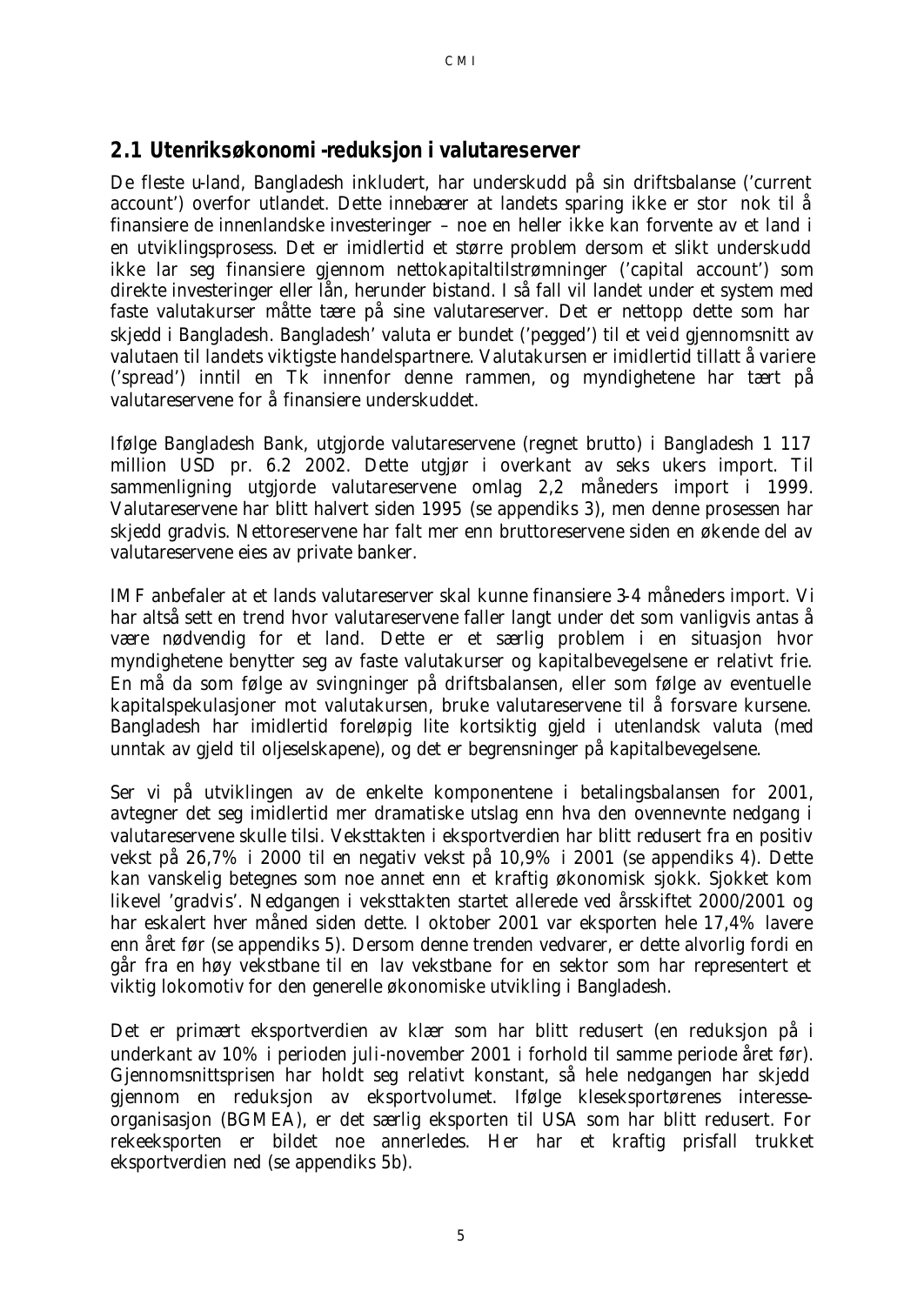## 2.1 Utenriksøkonomi -reduksjon i valutareserver

De fleste u-land, Bangladesh inkludert, har underskudd på sin driftsbalanse ('current account') overfor utlandet. Dette innebærer at landets sparing ikke er stor nok til å finansiere de innenlandske investeringer – noe en heller ikke kan forvente av et land i en utviklingsprosess. Det er imidlertid et større problem dersom et slikt underskudd ikke lar seg finansiere gjennom nettokapitaltilstrømninger ('capital account') som direkte investeringer eller lån, herunder bistand. I så fall vil landet under et system med faste valutakurser måtte tære på sine valutareserver. Det er nettopp dette som har skjedd i Bangladesh. Bangladesh' valuta er bundet ('pegged') til et veid gjennomsnitt av valutaen til landets viktigste handelspartnere. Valutakursen er imidlertid tillatt å variere ('spread') inntil en Tk innenfor denne rammen, og myndighetene har tært på valutareservene for å finansiere underskuddet.

Ifølge Bangladesh Bank, utgjorde valutareservene (regnet brutto) i Bangladesh 1 117 million USD pr. 6.2 2002. Dette utgjør i overkant av seks ukers import. Til sammenligning utgjorde valutareservene omlag 2,2 måneders import i 1999. Valutareservene har blitt halvert siden 1995 (se appendiks 3), men denne prosessen har skjedd gradvis. Nettoreservene har falt mer enn bruttoreservene siden en økende del av valutareservene eies av private banker.

IMF anbefaler at et lands valutareserver skal kunne finansiere 3-4 måneders import. Vi har altså sett en trend hvor valutareservene faller langt under det som vanligvis antas å være nødvendig for et land. Dette er et særlig problem i en situasjon hvor myndighetene benytter seg av faste valutakurser og kapitalbevegelsene er relativt frie. En må da som følge av svingninger på driftsbalansen, eller som følge av eventuelle kapitalspekulasjoner mot valutakursen, bruke valutareservene til å forsvare kursene. Bangladesh har imidlertid foreløpig lite kortsiktig gjeld i utenlandsk valuta (med unntak av gjeld til oljeselskapene), og det er begrensninger på kapitalbevegelsene.

Ser vi på utviklingen av de enkelte komponentene i betalingsbalansen for 2001, avtegner det seg imidlertid mer dramatiske utslag enn hva den ovennevnte nedgang i valutareservene skulle tilsi. Veksttakten i eksportverdien har blitt redusert fra en positiv vekst på 26,7% i 2000 til en negativ vekst på 10,9% i 2001 (se appendiks 4). Dette kan vanskelig betegnes som noe annet enn et kraftig økonomisk sjokk. Sjokket kom likevel 'gradvis'. Nedgangen i veksttakten startet allerede ved årsskiftet 2000/2001 og har eskalert hver måned siden dette. I oktober 2001 var eksporten hele 17,4% lavere enn året før (se appendiks 5). Dersom denne trenden vedvarer, er dette alvorlig fordi en går fra en høy vekstbane til en lav vekstbane for en sektor som har representert et viktig lokomotiv for den generelle økonomiske utvikling i Bangladesh.

Det er primært eksportverdien av klær som har blitt redusert (en reduksjon på i underkant av 10% i perioden juli-november 2001 i forhold til samme periode året før). Gjennomsnittsprisen har holdt seg relativt konstant, så hele nedgangen har skjedd gjennom en reduksjon av eksportvolumet. Ifølge klekseksportørenes interesse-organisasjon (BGMEA), er det særlig eksporten til USA som har blitt redusert. For rekeeksporten er bildet noe annerledes. Her har et kraftig prisfall trukket eksportverdien ned (se appendiks 5b).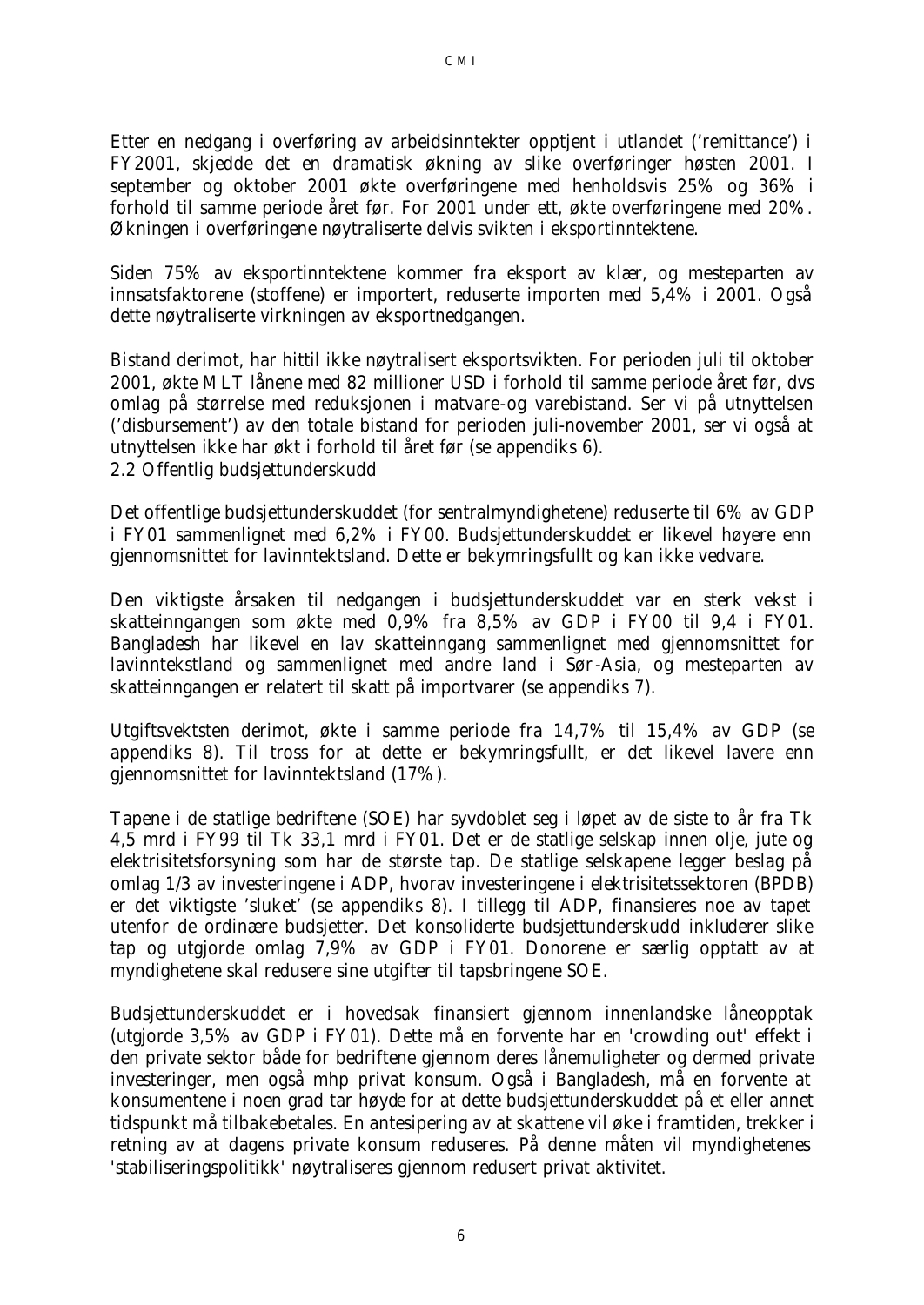Etter en nedgang i overføring av arbeidsinntekter opptjent i utlandet ('remittance') i FY2001, skjedde det en dramatisk økning av slike overføringer høsten 2001. I september og oktober 2001 økte overføringene med henholdsvis 25% og 36% i forhold til samme periode året før. For 2001 under ett, økte overføringene med 20%. Økningen i overføringene nøytraliserte delvis svikten i eksportinntektene.

Siden 75% av eksportinntektene kommer fra eksport av klær, og mesteparten av innsatsfaktorene (stoffene) er importert, reduserte importen med 5,4% i 2001. Også dette nøytraliserte virkningen av eksportnedgangen.

Bistand derimot, har hittil ikke nøytralisert eksportsvikten. For perioden juli til oktober 2001, økte MLT lånene med 82 millioner USD i forhold til samme periode året før, dvs omlag på størrelse med reduksjonen i matvare-og varebistand. Ser vi på utnyttelsen ('disbursement') av den totale bistand for perioden juli-november 2001, ser vi også at utnyttelsen ikke har økt i forhold til året før (se appendiks 6).

## 2.2 Offentlig budsjettunderskudd

Det offentlige budsjettunderskuddet (for sentralmyndighetene) reduserte til 6% av GDP i FY01 sammenlignet med 6,2% i FY00. Budsjettunderskuddet er likevel høyere enn gjennomsnittet for lavinntektsland. Dette er bekymringsfullt og kan ikke vedvare.

Den viktigste årsaken til nedgangen i budsjettunderskuddet var en sterk vekst i skatteinngangen som økte med 0,9% fra 8,5% av GDP i FY00 til 9,4 i FY01. Bangladesh har likevel en lav skatteinngang sammenlignet med gjennomsnittet for lavinntekstland og sammenlignet med andre land i Sør-Asia, og mesteparten av skatteinngangen er relatert til skatt på importvarer (se appendiks 7).

Utgiftsvektsten derimot, økte i samme periode fra 14,7% til 15,4% av GDP (se appendiks 8). Til tross for at dette er bekymringsfullt, er det likevel lavere enn gjennomsnittet for lavinntektsland (17%).

Tapene i de statlige bedriftene (SOE) har syvdoblet seg i løpet av de siste to år fra Tk 4,5 mrd i FY99 til Tk 33,1 mrd i FY01. Det er de statlige selskap innen olje, jute og elektrisitetsforsyning som har de største tap. De statlige selskapene legger beslag på omlag 1/3 av investeringene i ADP, hvorav investeringene i elektrisitetssektoren (BPDB) er det viktigste 'sluket' (se appendiks 8). I tillegg til ADP, finansieres noe av tapet utenfor de ordinære budsjetter. Det konsoliderte budsjettunderskudd inkluderer slike tap og utgjorde omlag 7,9% av GDP i FY01. Donorene er særlig opptatt av at myndighetene skal redusere sine utgifter til tapsbringene SOE.

Budsjettunderskuddet er i hovedsak finansiert gjennom innenlandske låneopptak (utgjorde 3,5% av GDP i FY01). Dette må en forvente har en 'crowding out' effekt i den private sektor både for bedriftene gjennom deres lånemuligheter og dermed private investeringer, men også mhp privat konsum. Også i Bangladesh, må en forvente at konsumentene i noen grad tar høyde for at dette budsjettunderskuddet på et eller annet tidspunkt må tilbakebetales. En antesipering av at skattene vil øke i framtiden, trekker i retning av at dagens private konsum reduseres. På denne måten vil myndighetenes 'stabiliseringspolitikk' nøytraliseres gjennom redusert privat aktivitet.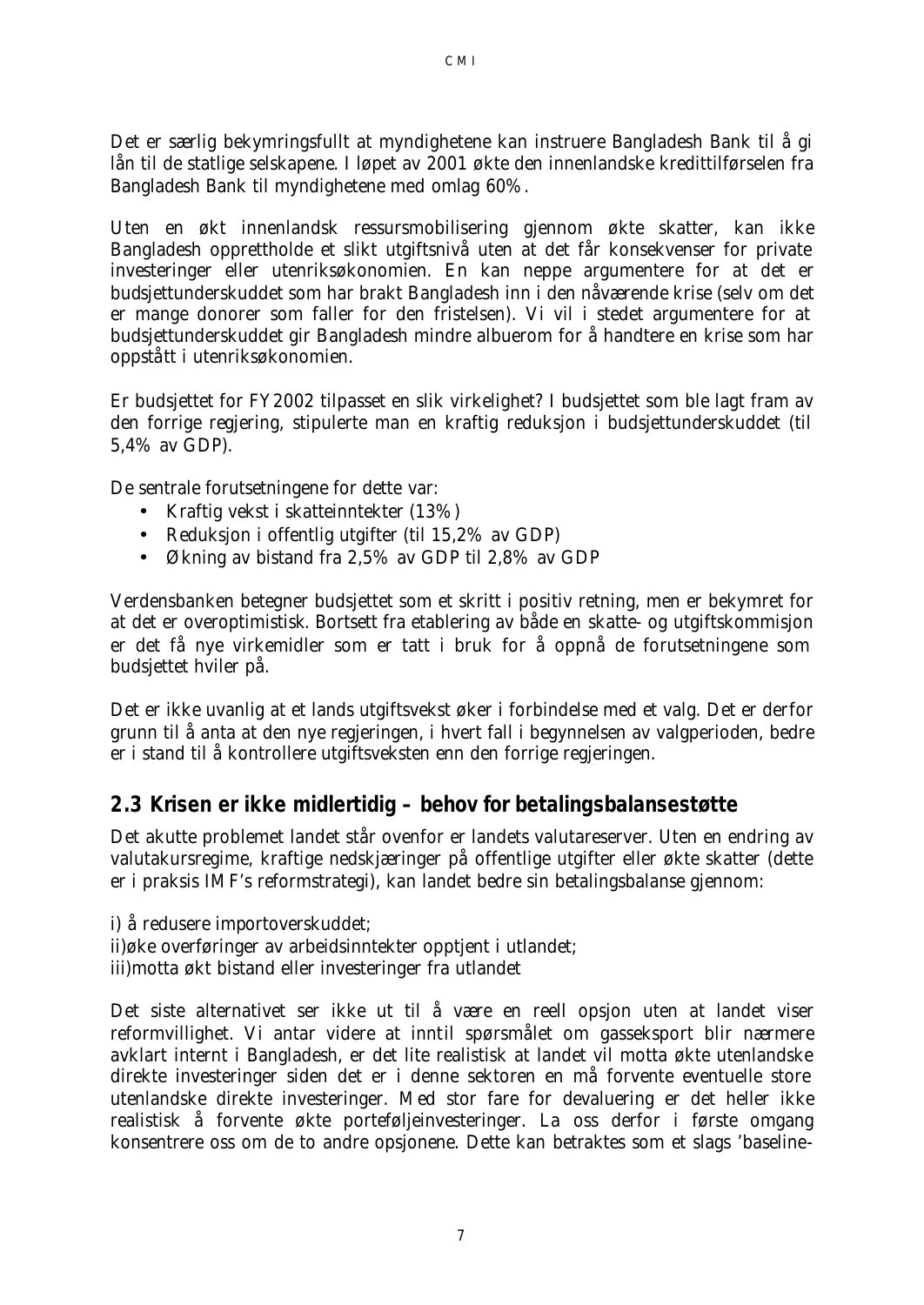Det er særlig bekymringsfullt at myndighetene kan instruere Bangladesh Bank til å gi lån til de statlige selskapene. I løpet av 2001 økte den innenlandske kredittilførselen fra Bangladesh Bank til myndighetene med omlag 60%.

Uten en økt innenlandsk ressursmobilisering gjennom økte skatter, kan ikke Bangladesh opprettholde et slikt utgiftsnivå uten at det får konsekvenser for private investeringer eller utenriksøkonomien. En kan neppe argumentere for at det er budsjettunderskuddet som har brakt Bangladesh inn i den nåværende krise (selv om det er mange donorer som faller for den fristelsen). Vi vil i stedet argumentere for at budsjettunderskuddet gir Bangladesh mindre albuerom for å handtere en krise som har oppstått i utenriksøkonomien.

Er budsjettet for FY2002 tilpasset en slik virkelighet? I budsjettet som ble lagt fram av den forrige regjering, stipulerte man en kraftig reduksjon i budsjettunderskuddet (til 5,4% av GDP).

De sentrale forutsetningene for dette var:

- Kraftig vekst i skatteinntekter (13%)
- Reduksjon i offentlig utgifter (til 15,2% av GDP)
- Økning av bistand fra 2,5% av GDP til 2,8% av GDP

Verdensbanken betegner budsjettet som et skritt i positiv retning, men er bekymret for at det er overoptimistisk. Bortsett fra etablering av både en skatte- og utgiftskommisjon er det få nye virkemidler som er tatt i bruk for å oppnå de forutsetningene som budsjettet hviler på.

Det er ikke uvanlig at et lands utgiftsvekst øker i forbindelse med et valg. Det er derfor grunn til å anta at den nye regjeringen, i hvert fall i begynnelsen av valgperioden, bedre er i stand til å kontrollere utgiftsveksten enn den forrige regjeringen.

## 2.3 Krisen er ikke midlertidig – behov for betalingsbalansestøtte

Det akutte problemet landet står ovenfor er landets valutareserver. Uten en endring av valutakursregime, kraftige nedskjæringer på offentlige utgifter eller økte skatter (dette er i praksis IMF's reformstrategi), kan landet bedre sin betalingsbalanse gjennom:

i) å redusere importoverskuddet;
ii)øke overføringer av arbeidsinntekter opptjent i utlandet;
iii)motta økt bistand eller investeringer fra utlandet

Det siste alternativet ser ikke ut til å være en reell opsjon uten at landet viser reformvillighet. Vi antar videre at inntil spørsmålet om gasseksport blir nærmere avklart internt i Bangladesh, er det lite realistisk at landet vil motta økte utenlandske direkte investeringer siden det er i denne sektoren en må forvente eventuelle store utenlandske direkte investeringer. Med stor fare for devaluering er det heller ikke realistisk å forvente økte porteføljeinvesteringer. La oss derfor i første omgang konsentrere oss om de to andre opsjonene. Dette kan betraktes som et slags 'baseline-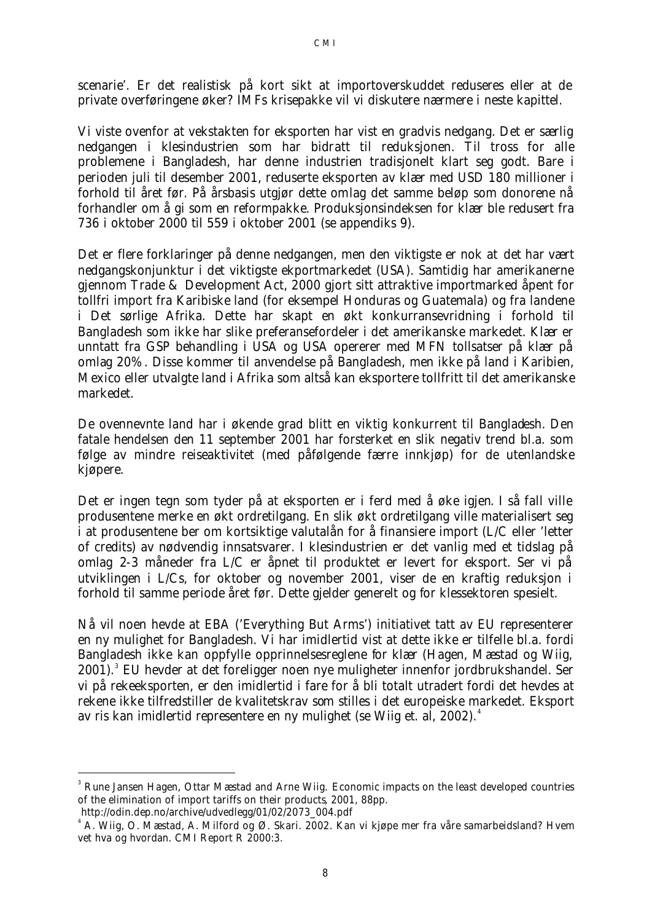scenarie'. Er det realistisk på kort sikt at importoverskuddet reduseres eller at de private overføringene øker? IMFs krisepakke vil vi diskutere nærmere i neste kapittel.

Vi viste ovenfor at vekstakten for eksporten har vist en gradvis nedgang. Det er særlig nedgangen i klesindustrien som har bidratt til reduksjonen. Til tross for alle problemene i Bangladesh, har denne industrien tradisjonelt klart seg godt. Bare i perioden juli til desember 2001, reduserte eksporten av klær med USD 180 millioner i forhold til året før. På årsbasis utgjør dette omlag det samme beløp som donorene nå forhandler om å gi som en reformpakke. Produksjonsindeksen for klær ble redusert fra 736 i oktober 2000 til 559 i oktober 2001 (se appendiks 9).

Det er flere forklaringer på denne nedgangen, men den viktigste er nok at det har vært nedgangskonjunktur i det viktigste ekportmarkedet (USA). Samtidig har amerikanerne gjennom Trade & Development Act, 2000 gjort sitt attraktive importmarked åpent for tollfri import fra Karibiske land (for eksempel Honduras og Guatemala) og fra landene i Det sørlige Afrika. Dette har skapt en økt konkurransevridning i forhold til Bangladesh som ikke har slike preferansefordeler i det amerikanske markedet. Klær er unntatt fra GSP behandling i USA og USA opererer med MFN tollsatser på klær på omlag 20%. Disse kommer til anvendelse på Bangladesh, men ikke på land i Karibien, Mexico eller utvalgte land i Afrika som altså kan eksportere tollfritt til det amerikanske markedet.

De ovennevnte land har i økende grad blitt en viktig konkurrent til Bangladesh. Den fatale hendelsen den 11 september 2001 har forsterket en slik negativ trend bl.a. som følge av mindre reiseaktivitet (med påfølgende færre innkjøp) for de utenlandske kjøpere.

Det er ingen tegn som tyder på at eksporten er i ferd med å øke igjen. I så fall ville produsentene merke en økt ordretilgang. En slik økt ordretilgang ville materialisert seg i at produsentene ber om kortsiktige valutalån for å finansiere import (L/C eller 'letter of credits) av nødvendig innsatsvarer. I klesindustrien er det vanlig med et tidslag på omlag 2-3 måneder fra L/C er åpnet til produktet er levert for eksport. Ser vi på utviklingen i L/Cs, for oktober og november 2001, viser de en kraftig reduksjon i forhold til samme periode året før. Dette gjelder generelt og for klessektoren spesielt.

Nå vil noen hevde at EBA ('Everything But Arms') initiativet tatt av EU representerer en ny mulighet for Bangladesh. Vi har imidlertid vist at dette ikke er tilfelle bl.a. fordi Bangladesh ikke kan oppfylle opprinnelsesreglene for klær (Hagen, Mæstad og Wiig, 2001).[3] EU hevder at det foreligger noen nye muligheter innenfor jordbrukshandel. Ser vi på rekeeksporten, er den imidlertid i fare for å bli totalt utradert fordi det hevdes at rekene ikke tilfredstiller de kvalitetskrav som stilles i det europeiske markedet. Eksport av ris kan imidlertid representere en ny mulighet (se Wiig et. al, 2002).[4]

---

[3] Rune Jansen Hagen, Ottar Mæstad and Arne Wiig. Economic impacts on the least developed countries of the elimination of import tariffs on their products, 2001, 88pp. http://odin.dep.no/archive/udvedlegg/01/02/2073_004.pdf

[4] A. Wiig, O. Mæstad, A. Milford og Ø. Skari. 2002. Kan vi kjøpe mer fra våre samarbeidsland? Hvem vet hva og hvordan. CMI Report R 2000:3.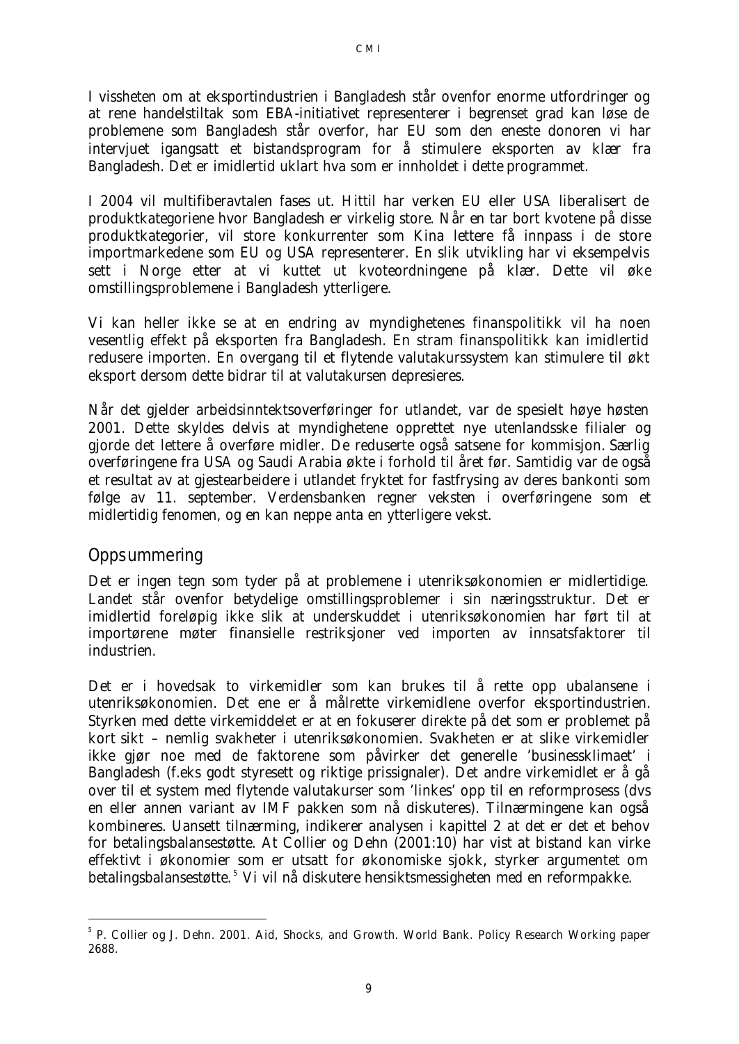I vissheten om at eksportindustrien i Bangladesh står ovenfor enorme utfordringer og at rene handelstiltak som EBA-initiativet representerer i begrenset grad kan løse de problemene som Bangladesh står overfor, har EU som den eneste donoren vi har intervjuet igangsatt et bistandsprogram for å stimulere eksporten av klær fra Bangladesh. Det er imidlertid uklart hva som er innholdet i dette programmet.

I 2004 vil multifiberavtalen fases ut. Hittil har verken EU eller USA liberalisert de produktkategoriene hvor Bangladesh er virkelig store. Når en tar bort kvotene på disse produktkategorier, vil store konkurrenter som Kina lettere få innpass i de store importmarkedene som EU og USA representerer. En slik utvikling har vi eksempelvis sett i Norge etter at vi kuttet ut kvoteordningene på klær. Dette vil øke omstillingsproblemene i Bangladesh ytterligere.

Vi kan heller ikke se at en endring av myndighetenes finanspolitikk vil ha noen vesentlig effekt på eksporten fra Bangladesh. En stram finanspolitikk kan imidlertid redusere importen. En overgang til et flytende valutakurssystem kan stimulere til økt eksport dersom dette bidrar til at valutakursen depresieres.

Når det gjelder arbeidsinntektsoverføringer for utlandet, var de spesielt høye høsten 2001. Dette skyldes delvis at myndighetene opprettet nye utenlandsske filialer og gjorde det lettere å overføre midler. De reduserte også satsene for kommisjon. Særlig overføringene fra USA og Saudi Arabia økte i forhold til året før. Samtidig var de også et resultat av at gjestearbeidere i utlandet fryktet for fastfrysing av deres bankonti som følge av 11. september. Verdensbanken regner veksten i overføringene som et midlertidig fenomen, og en kan neppe anta en ytterligere vekst.

## Oppsummering

Det er ingen tegn som tyder på at problemene i utenriksøkonomien er midlertidige. Landet står ovenfor betydelige omstillingsproblemer i sin næringsstruktur. Det er imidlertid foreløpig ikke slik at underskuddet i utenriksøkonomien har ført til at importørene møter finansielle restriksjoner ved importen av innsatsfaktorer til industrien.

Det er i hovedsak to virkemidler som kan brukes til å rette opp ubalansene i utenriksøkonomien. Det ene er å målrette virkemidlene overfor eksportindustrien. Styrken med dette virkemiddelet er at en fokuserer direkte på det som er problemet på kort sikt – nemlig svakheter i utenriksøkonomien. Svakheten er at slike virkemidler ikke gjør noe med de faktorene som påvirker det generelle 'businessklimaet' i Bangladesh (f.eks godt styresett og riktige prissignaler). Det andre virkemidlet er å gå over til et system med flytende valutakurser som 'linkes' opp til en reformprosess (dvs en eller annen variant av IMF pakken som nå diskuteres). Tilnærmingene kan også kombineres. Uansett tilnærming, indikerer analysen i kapittel 2 at det er det et behov for betalingsbalansestøtte. At Collier og Dehn (2001:10) har vist at bistand kan virke effektivt i økonomier som er utsatt for økonomiske sjokk, styrker argumentet om betalingsbalansestøtte.[5] Vi vil nå diskutere hensiktsmessigheten med en reformpakke.

---

[5] P. Collier og J. Dehn. 2001. Aid, Shocks, and Growth. World Bank. Policy Research Working paper 2688.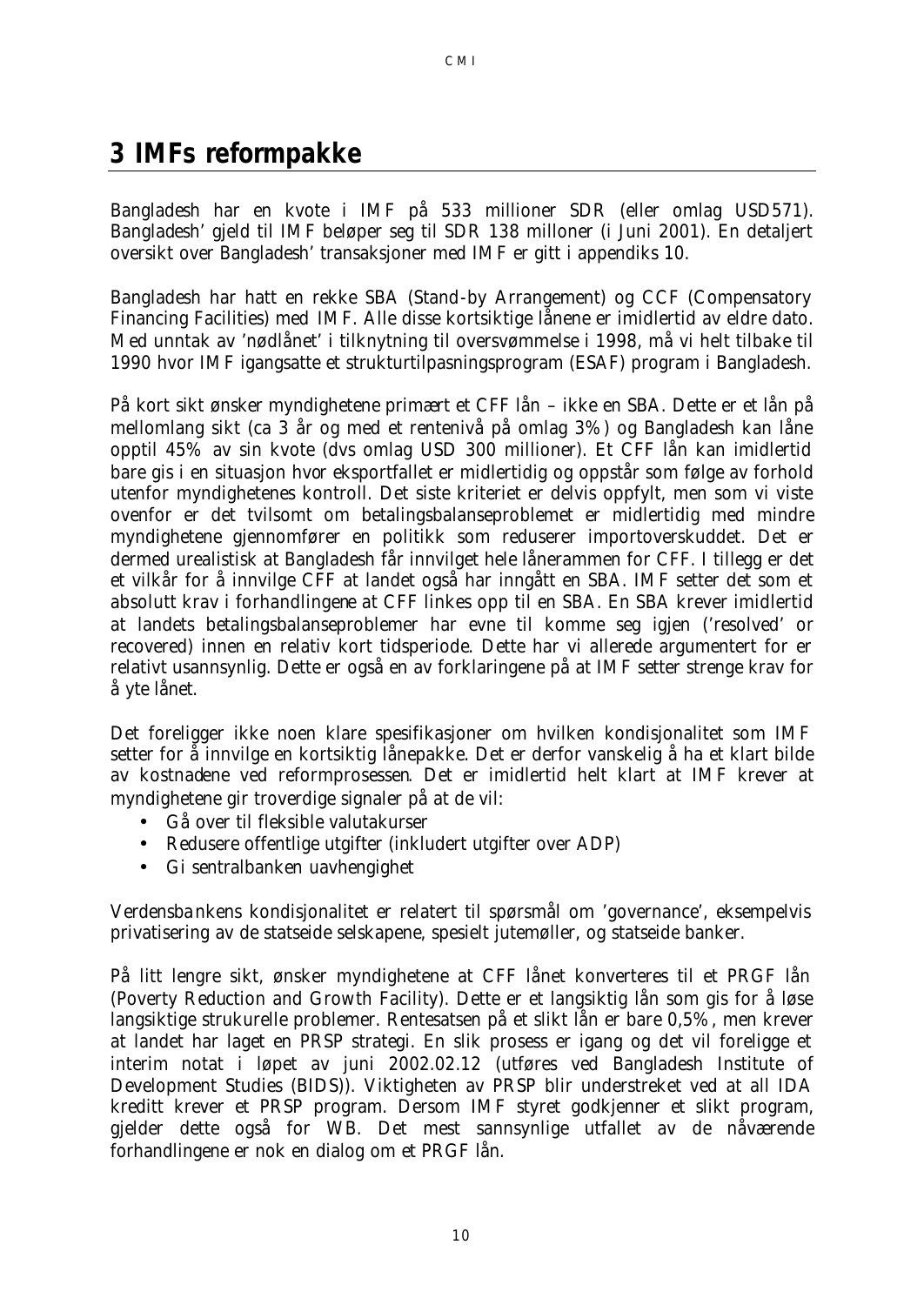# 3 IMFs reformpakke

Bangladesh har en kvote i IMF på 533 millioner SDR (eller omlag USD571). Bangladesh' gjeld til IMF beløper seg til SDR 138 milloner (i Juni 2001). En detaljert oversikt over Bangladesh' transaksjoner med IMF er gitt i appendiks 10.

Bangladesh har hatt en rekke SBA (Stand-by Arrangement) og CCF (Compensatory Financing Facilities) med IMF. Alle disse kortsiktige lånene er imidlertid av eldre dato. Med unntak av 'nødlånet' i tilknytning til oversvømmelse i 1998, må vi helt tilbake til 1990 hvor IMF igangsatte et strukturtilpasningsprogram (ESAF) program i Bangladesh.

På kort sikt ønsker myndighetene primært et CFF lån – ikke en SBA. Dette er et lån på mellomlang sikt (ca 3 år og med et rentenivå på omlag 3%) og Bangladesh kan låne opptil 45% av sin kvote (dvs omlag USD 300 millioner). Et CFF lån kan imidlertid bare gis i en situasjon hvor eksportfallet er midlertidig og oppstår som følge av forhold utenfor myndighetenes kontroll. Det siste kriteriet er delvis oppfylt, men som vi viste ovenfor er det tvilsomt om betalingsbalanseproblemet er midlertidig med mindre myndighetene gjennomfører en politikk som reduserer importoverskuddet. Det er dermed urealistisk at Bangladesh får innvilget hele lånerammen for CFF. I tillegg er det et vilkår for å innvilge CFF at landet også har inngått en SBA. IMF setter det som et absolutt krav i forhandlingene at CFF linkes opp til en SBA. En SBA krever imidlertid at landets betalingsbalanseproblemer har evne til komme seg igjen ('resolved' or recovered) innen en relativ kort tidsperiode. Dette har vi allerede argumentert for er relativt usannsynlig. Dette er også en av forklaringene på at IMF setter strenge krav for å yte lånet.

Det foreligger ikke noen klare spesifikasjoner om hvilken kondisjonalitet som IMF setter for å innvilge en kortsiktig lånepakke. Det er derfor vanskelig å ha et klart bilde av kostnadene ved reformprosessen. Det er imidlertid helt klart at IMF krever at myndighetene gir troverdige signaler på at de vil:

- Gå over til fleksible valutakurser
- Redusere offentlige utgifter (inkludert utgifter over ADP)
- Gi sentralbanken uavhengighet

Verdensbankens kondisjonalitet er relatert til spørsmål om 'governance', eksempelvis privatisering av de statseide selskapene, spesielt jutemøller, og statseide banker.

På litt lengre sikt, ønsker myndighetene at CFF lånet konverteres til et PRGF lån (Poverty Reduction and Growth Facility). Dette er et langsiktig lån som gis for å løse langsiktige strukurelle problemer. Rentesatsen på et slikt lån er bare 0,5%, men krever at landet har laget en PRSP strategi. En slik prosess er igang og det vil foreligge et interim notat i løpet av juni 2002.02.12 (utføres ved Bangladesh Institute of Development Studies (BIDS)). Viktigheten av PRSP blir understreket ved at all IDA kreditt krever et PRSP program. Dersom IMF styret godkjenner et slikt program, gjelder dette også for WB. Det mest sannsynlige utfallet av de nåværende forhandlingene er nok en dialog om et PRGF lån.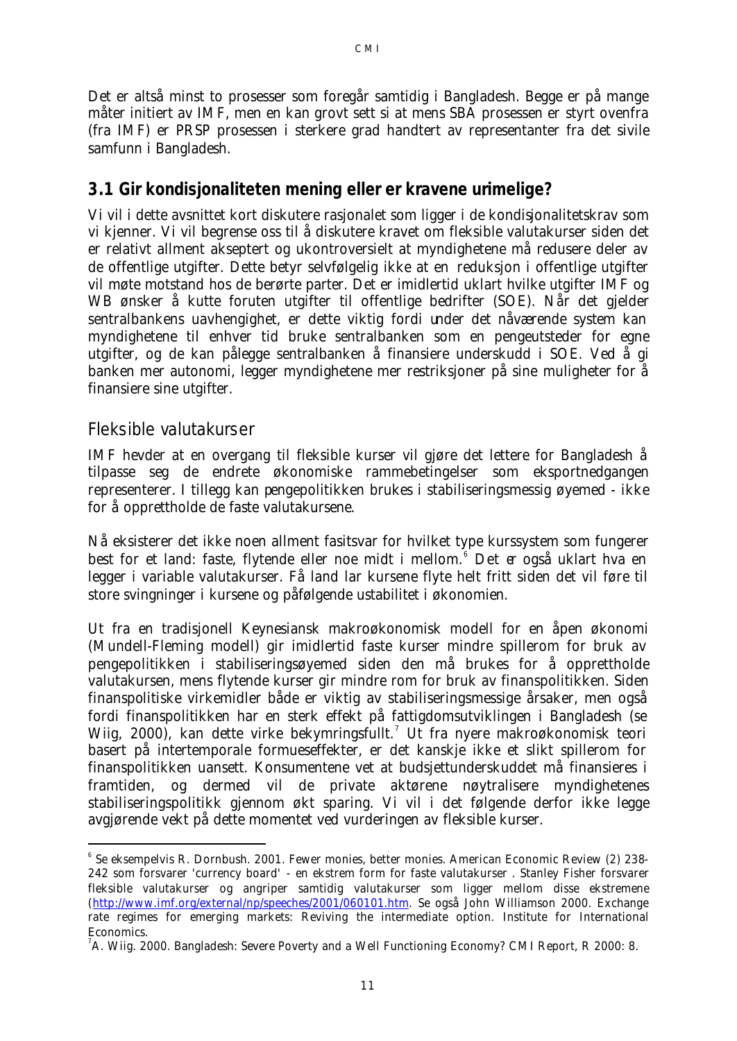Det er altså minst to prosesser som foregår samtidig i Bangladesh. Begge er på mange måter initiert av IMF, men en kan grovt sett si at mens SBA prosessen er styrt ovenfra (fra IMF) er PRSP prosessen i sterkere grad handtert av representanter fra det sivile samfunn i Bangladesh.

## 3.1 Gir kondisjonaliteten mening eller er kravene urimelige?

Vi vil i dette avsnittet kort diskutere rasjonalet som ligger i de kondisjonalitetskrav som vi kjenner. Vi vil begrense oss til å diskutere kravet om fleksible valutakurser siden det er relativt allment akseptert og ukontroversielt at myndighetene må redusere deler av de offentlige utgifter. Dette betyr selvfølgelig ikke at en reduksjon i offentlige utgifter vil møte motstand hos de berørte parter. Det er imidlertid uklart hvilke utgifter IMF og WB ønsker å kutte foruten utgifter til offentlige bedrifter (SOE). Når det gjelder sentralbankens uavhengighet, er dette viktig fordi under det nåværende system kan myndighetene til enhver tid bruke sentralbanken som en pengeutsteder for egne utgifter, og de kan pålegge sentralbanken å finansiere underskudd i SOE. Ved å gi banken mer autonomi, legger myndighetene mer restriksjoner på sine muligheter for å finansiere sine utgifter.

### Fleksible valutakurser

IMF hevder at en overgang til fleksible kurser vil gjøre det lettere for Bangladesh å tilpasse seg de endrete økonomiske rammebetingelser som eksportnedgangen representerer. I tillegg kan pengepolitikken brukes i stabiliseringsmessig øyemed - ikke for å opprettholde de faste valutakursene.

Nå eksisterer det ikke noen allment fasitsvar for hvilket type kurssystem som fungerer best for et land: faste, flytende eller noe midt i mellom.[6] Det er også uklart hva en legger i variable valutakurser. Få land lar kursene flyte helt fritt siden det vil føre til store svingninger i kursene og påfølgende ustabilitet i økonomien.

Ut fra en tradisjonell Keynesiansk makroøkonomisk modell for en åpen økonomi (Mundell-Fleming modell) gir imidlertid faste kurser mindre spillerom for bruk av pengepolitikken i stabiliseringsøyemed siden den må brukes for å opprettholde valutakursen, mens flytende kurser gir mindre rom for bruk av finanspolitikken. Siden finanspolitiske virkemidler både er viktig av stabiliseringsmessige årsaker, men også fordi finanspolitikken har en sterk effekt på fattigdomsutviklingen i Bangladesh (se Wiig, 2000), kan dette virke bekymringsfullt.[7] Ut fra nyere makroøkonomisk teori basert på intertemporale formueseffekter, er det kanskje ikke et slikt spillerom for finanspolitikken uansett. Konsumentene vet at budsjettunderskuddet må finansieres i framtiden, og dermed vil de private aktørene nøytralisere myndighetenes stabiliseringspolitikk gjennom økt sparing. Vi vil i det følgende derfor ikke legge avgjørende vekt på dette momentet ved vurderingen av fleksible kurser.

---

[6] Se eksempelvis R. Dornbush. 2001. Fewer monies, better monies. American Economic Review (2) 238-242 som forsvarer 'currency board' - en ekstrem form for faste valutakurser . Stanley Fisher forsvarer fleksible valutakurser og angriper samtidig valutakurser som ligger mellom disse ekstremene (http://www.imf.org/external/np/speeches/2001/060101.htm. Se også John Williamson 2000. Exchange rate regimes for emerging markets: Reviving the intermediate option. Institute for International Economics.

[7] A. Wiig. 2000. Bangladesh: Severe Poverty and a Well Functioning Economy? CMI Report, R 2000: 8.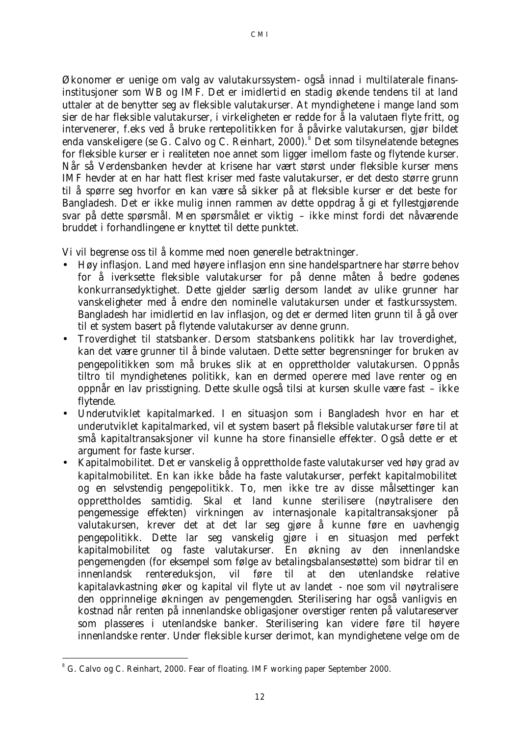Økonomer er uenige om valg av valutakurssystem - også innad i multilaterale finans-institusjoner som WB og IMF. Det er imidlertid en stadig økende tendens til at land uttaler at de benytter seg av fleksible valutakurser. At myndighetene i mange land som sier de har fleksible valutakurser, i virkeligheten er redde for å la valutaen flyte fritt, og intervenerer, f.eks ved å bruke rentepolitikken for å påvirke valutakursen, gjør bildet enda vanskeligere (se G. Calvo og C. Reinhart, 2000).[8] Det som tilsynelatende betegnes for fleksible kurser er i realiteten noe annet som ligger imellom faste og flytende kurser. Når så Verdensbanken hevder at krisene har vært størst under fleksible kurser mens IMF hevder at en har hatt flest kriser med faste valutakurser, er det desto større grunn til å spørre seg hvorfor en kan være så sikker på at fleksible kurser er det beste for Bangladesh. Det er ikke mulig innen rammen av dette oppdrag å gi et fyllestgjørende svar på dette spørsmål. Men spørsmålet er viktig – ikke minst fordi det nåværende bruddet i forhandlingene er knyttet til dette punktet.

Vi vil begrense oss til å komme med noen generelle betraktninger.

- Høy inflasjon. Land med høyere inflasjon enn sine handelspartnere har større behov for å iverksette fleksible valutakurser for på denne måten å bedre godenes konkurransedyktighet. Dette gjelder særlig dersom landet av ulike grunner har vanskeligheter med å endre den nominelle valutakursen under et fastkurssystem. Bangladesh har imidlertid en lav inflasjon, og det er dermed liten grunn til å gå over til et system basert på flytende valutakurser av denne grunn.
- Troverdighet til statsbanker. Dersom statsbankens politikk har lav troverdighet, kan det være grunner til å binde valutaen. Dette setter begrensninger for bruken av pengepolitikken som må brukes slik at en opprettholder valutakursen. Oppnås tiltro til myndighetenes politikk, kan en dermed operere med lave renter og en oppnår en lav prisstigning. Dette skulle også tilsi at kursen skulle være fast – ikke flytende.
- Underutviklet kapitalmarked. I en situasjon som i Bangladesh hvor en har et underutviklet kapitalmarked, vil et system basert på fleksible valutakurser føre til at små kapitaltransaksjoner vil kunne ha store finansielle effekter. Også dette er et argument for faste kurser.
- Kapitalmobilitet. Det er vanskelig å opprettholde faste valutakurser ved høy grad av kapitalmobilitet. En kan ikke både ha faste valutakurser, perfekt kapitalmobilitet og en selvstendig pengepolitikk. To, men ikke tre av disse målsettinger kan opprettholdes samtidig. Skal et land kunne sterilisere (nøytralisere den pengemessige effekten) virkningen av internasjonale kapitaltransaksjoner på valutakursen, krever det at det lar seg gjøre å kunne føre en uavhengig pengepolitikk. Dette lar seg vanskelig gjøre i en situasjon med perfekt kapitalmobilitet og faste valutakurser. En økning av den innenlandske pengemengden (for eksempel som følge av betalingsbalansestøtte) som bidrar til en innenlandsk rentereduksjon, vil føre til at den utenlandske relative kapitalavkastning øker og kapital vil flyte ut av landet - noe som vil nøytralisere den opprinnelige økningen av pengemengden. Sterilisering har også vanligvis en kostnad når renten på innenlandske obligasjoner overstiger renten på valutareserver som plasseres i utenlandske banker. Sterilisering kan videre føre til høyere innenlandske renter. Under fleksible kurser derimot, kan myndighetene velge om de

---

[8] G. Calvo og C. Reinhart, 2000. Fear of floating. IMF working paper September 2000.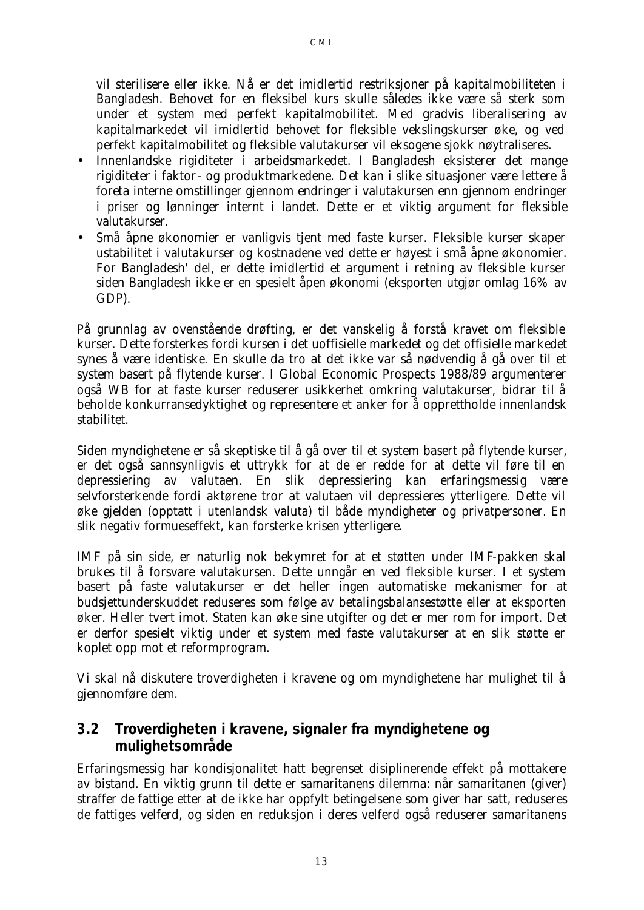vil sterilisere eller ikke. Nå er det imidlertid restriksjoner på kapitalmobiliteten i Bangladesh. Behovet for en fleksibel kurs skulle således ikke være så sterk som under et system med perfekt kapitalmobilitet. Med gradvis liberalisering av kapitalmarkedet vil imidlertid behovet for fleksible vekslingskurser øke, og ved perfekt kapitalmobilitet og fleksible valutakurser vil eksogene sjokk nøytraliseres.

- Innenlandske rigiditeter i arbeidsmarkedet. I Bangladesh eksisterer det mange rigiditeter i faktor- og produktmarkedene. Det kan i slike situasjoner være lettere å foreta interne omstillinger gjennom endringer i valutakursen enn gjennom endringer i priser og lønninger internt i landet. Dette er et viktig argument for fleksible valutakurser.
- Små åpne økonomier er vanligvis tjent med faste kurser. Fleksible kurser skaper ustabilitet i valutakurser og kostnadene ved dette er høyest i små åpne økonomier. For Bangladesh' del, er dette imidlertid et argument i retning av fleksible kurser siden Bangladesh ikke er en spesielt åpen økonomi (eksporten utgjør omlag 16% av GDP).

På grunnlag av ovenstående drøfting, er det vanskelig å forstå kravet om fleksible kurser. Dette forsterkes fordi kursen i det uoffisielle markedet og det offisielle markedet synes å være identiske. En skulle da tro at det ikke var så nødvendig å gå over til et system basert på flytende kurser. I Global Economic Prospects 1988/89 argumenterer også WB for at faste kurser reduserer usikkerhet omkring valutakurser, bidrar til å beholde konkurransedyktighet og representere et anker for å opprettholde innenlandsk stabilitet.

Siden myndighetene er så skeptiske til å gå over til et system basert på flytende kurser, er det også sannsynligvis et uttrykk for at de er redde for at dette vil føre til en depressiering av valutaen. En slik depressiering kan erfaringsmessig være selvforsterkende fordi aktørene tror at valutaen vil depressieres ytterligere. Dette vil øke gjelden (opptatt i utenlandsk valuta) til både myndigheter og privatpersoner. En slik negativ formueseffekt, kan forsterke krisen ytterligere.

IMF på sin side, er naturlig nok bekymret for at et støtten under IMF-pakken skal brukes til å forsvare valutakursen. Dette unngår en ved fleksible kurser. I et system basert på faste valutakurser er det heller ingen automatiske mekanismer for at budsjettunderskuddet reduseres som følge av betalingsbalansestøtte eller at eksporten øker. Heller tvert imot. Staten kan øke sine utgifter og det er mer rom for import. Det er derfor spesielt viktig under et system med faste valutakurser at en slik støtte er koplet opp mot et reformprogram.

Vi skal nå diskutere troverdigheten i kravene og om myndighetene har mulighet til å gjennomføre dem.

## 3.2 Troverdigheten i kravene, signaler fra myndighetene og mulighetsområde

Erfaringsmessig har kondisjonalitet hatt begrenset disiplinerende effekt på mottakere av bistand. En viktig grunn til dette er samaritanens dilemma: når samaritanen (giver) straffer de fattige etter at de ikke har oppfylt betingelsene som giver har satt, reduseres de fattiges velferd, og siden en reduksjon i deres velferd også reduserer samaritanens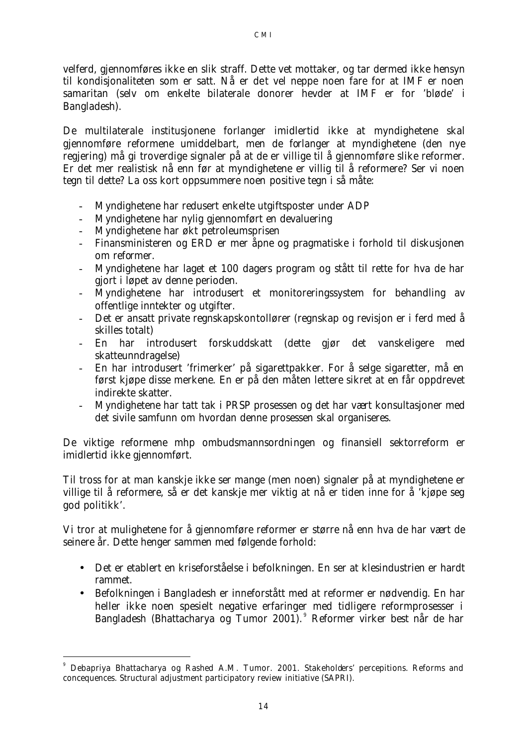velferd, gjennomføres ikke en slik straff. Dette vet mottaker, og tar dermed ikke hensyn til kondisjonaliteten som er satt. Nå er det vel neppe noen fare for at IMF er noen samaritan (selv om enkelte bilaterale donorer hevder at IMF er for 'bløde' i Bangladesh).

De multilaterale institusjonene forlanger imidlertid ikke at myndighetene skal gjennomføre reformene umiddelbart, men de forlanger at myndighetene (den nye regjering) må gi troverdige signaler på at de er villige til å gjennomføre slike reformer. Er det mer realistisk nå enn før at myndighetene er villig til å reformere? Ser vi noen tegn til dette? La oss kort oppsummere noen positive tegn i så måte:

- Myndighetene har redusert enkelte utgiftsposter under ADP
- Myndighetene har nylig gjennomført en devaluering
- Myndighetene har økt petroleumsprisen
- Finansministeren og ERD er mer åpne og pragmatiske i forhold til diskusjonen om reformer.
- Myndighetene har laget et 100 dagers program og stått til rette for hva de har gjort i løpet av denne perioden.
- Myndighetene har introdusert et monitoreringssystem for behandling av offentlige inntekter og utgifter.
- Det er ansatt private regnskapskontollører (regnskap og revisjon er i ferd med å skilles totalt)
- En har introdusert forskuddskatt (dette gjør det vanskeligere med skatteunndragelse)
- En har introdusert 'frimerker' på sigarettpakker. For å selge sigaretter, må en først kjøpe disse merkene. En er på den måten lettere sikret at en får oppdrevet indirekte skatter.
- Myndighetene har tatt tak i PRSP prosessen og det har vært konsultasjoner med det sivile samfunn om hvordan denne prosessen skal organiseres.

De viktige reformene mhp ombudsmannsordningen og finansiell sektorreform er imidlertid ikke gjennomført.

Til tross for at man kanskje ikke ser mange (men noen) signaler på at myndighetene er villige til å reformere, så er det kanskje mer viktig at nå er tiden inne for å 'kjøpe seg god politikk'.

Vi tror at mulighetene for å gjennomføre reformer er større nå enn hva de har vært de seinere år. Dette henger sammen med følgende forhold:

- Det er etablert en kriseforståelse i befolkningen. En ser at klesindustrien er hardt rammet.
- Befolkningen i Bangladesh er inneforstått med at reformer er nødvendig. En har heller ikke noen spesielt negative erfaringer med tidligere reformprosesser i Bangladesh (Bhattacharya og Tumor 2001).[9] Reformer virker best når de har

[9] Debapriya Bhattacharya og Rashed A.M. Tumor. 2001. *Stakeholders' percepitions. Reforms and concequences. Structural adjustment participatory review initiative (SAPRI).*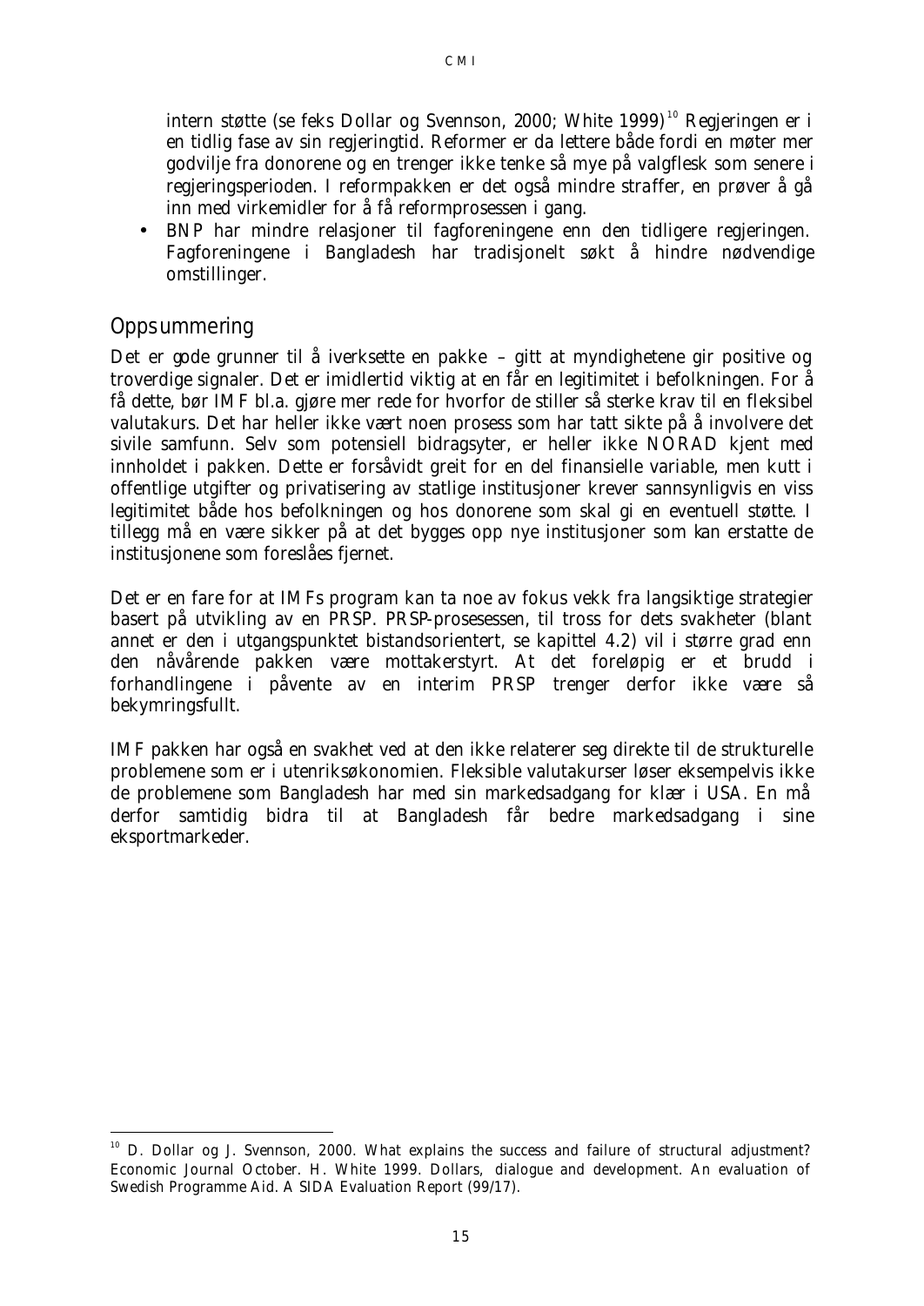intern støtte (se feks Dollar og Svennson, 2000; White 1999)[10] Regjeringen er i en tidlig fase av sin regjeringtid. Reformer er da lettere både fordi en møter mer godvilje fra donorene og en trenger ikke tenke så mye på valgflesk som senere i regjeringsperioden. I reformpakken er det også mindre straffer, en prøver å gå inn med virkemidler for å få reformprosessen i gang.

- BNP har mindre relasjoner til fagforeningene enn den tidligere regjeringen. Fagforeningene i Bangladesh har tradisjonelt søkt å hindre nødvendige omstillinger.

## Oppsummering

Det er gode grunner til å iverksette en pakke – gitt at myndighetene gir positive og troverdige signaler. Det er imidlertid viktig at en får en legitimitet i befolkningen. For å få dette, bør IMF bl.a. gjøre mer rede for hvorfor de stiller så sterke krav til en fleksibel valutakurs. Det har heller ikke vært noen prosess som har tatt sikte på å involvere det sivile samfunn. Selv som potensiell bidragsyter, er heller ikke NORAD kjent med innholdet i pakken. Dette er forsåvidt greit for en del finansielle variable, men kutt i offentlige utgifter og privatisering av statlige institusjoner krever sannsynligvis en viss legitimitet både hos befolkningen og hos donorene som skal gi en eventuell støtte. I tillegg må en være sikker på at det bygges opp nye institusjoner som kan erstatte de institusjonene som foreslåes fjernet.

Det er en fare for at IMFs program kan ta noe av fokus vekk fra langsiktige strategier basert på utvikling av en PRSP. PRSP-prosesessen, til tross for dets svakheter (blant annet er den i utgangspunktet bistandsorientert, se kapittel 4.2) vil i større grad enn den nåvårende pakken være mottakerstyrt. At det foreløpig er et brudd i forhandlingene i påvente av en interim PRSP trenger derfor ikke være så bekymringsfullt.

IMF pakken har også en svakhet ved at den ikke relaterer seg direkte til de strukturelle problemene som er i utenriksøkonomien. Fleksible valutakurser løser eksempelvis ikke de problemene som Bangladesh har med sin markedsadgang for klær i USA. En må derfor samtidig bidra til at Bangladesh får bedre markedsadgang i sine eksportmarkeder.

---

[10] D. Dollar og J. Svennson, 2000. What explains the success and failure of structural adjustment? Economic Journal October. H. White 1999. Dollars, dialogue and development. An evaluation of Swedish Programme Aid. A SIDA Evaluation Report (99/17).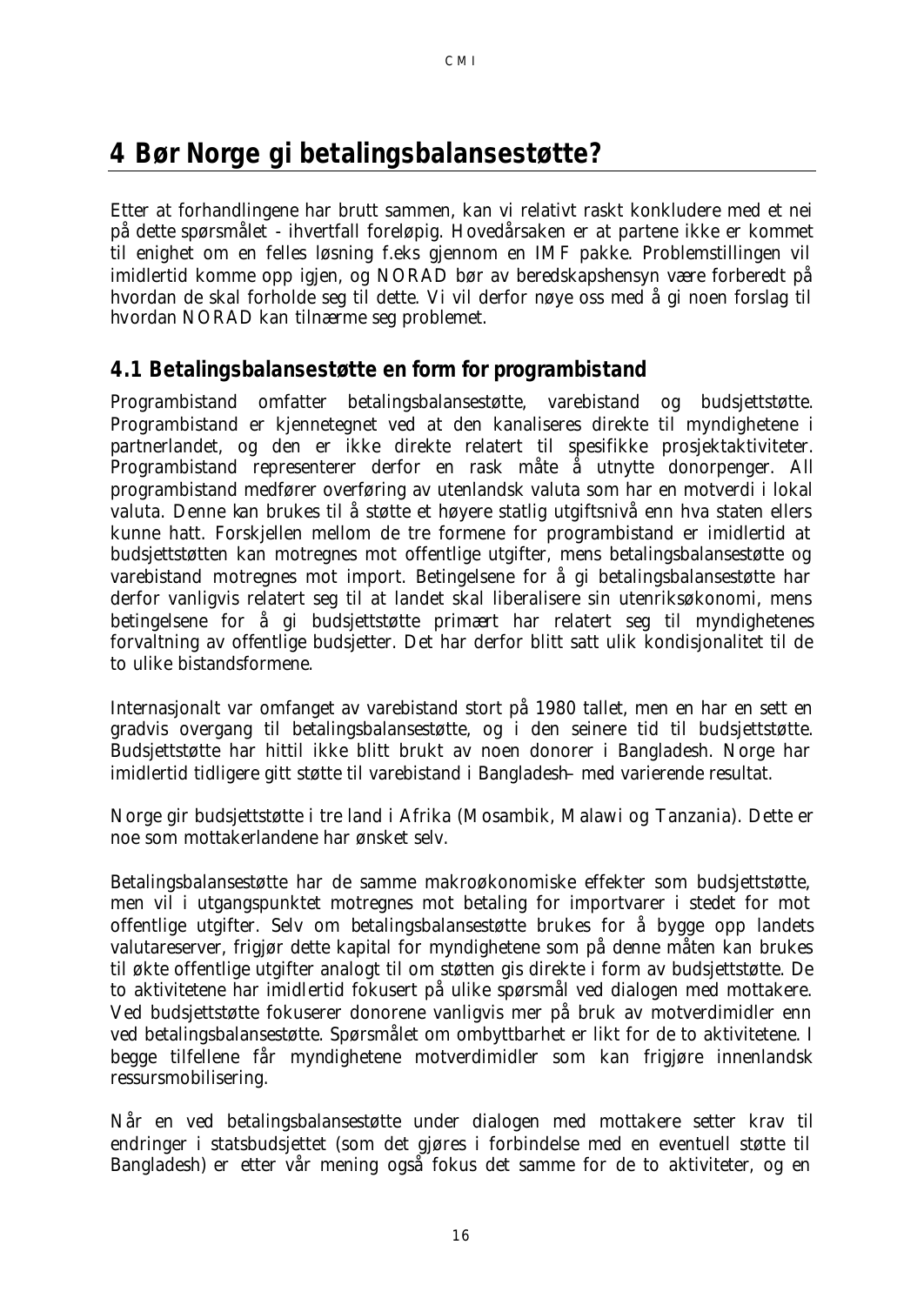# 4 Bør Norge gi betalingsbalansestøtte?

Etter at forhandlingene har brutt sammen, kan vi relativt raskt konkludere med et nei på dette spørsmålet - ihvertfall foreløpig. Hovedårsaken er at partene ikke er kommet til enighet om en felles løsning f.eks gjennom en IMF pakke. Problemstillingen vil imidlertid komme opp igjen, og NORAD bør av beredskapshensyn være forberedt på hvordan de skal forholde seg til dette. Vi vil derfor nøye oss med å gi noen forslag til hvordan NORAD kan tilnærme seg problemet.

## 4.1 Betalingsbalansestøtte en form for programbistand

Programbistand omfatter betalingsbalansestøtte, varebistand og budsjettstøtte. Programbistand er kjennetegnet ved at den kanaliseres direkte til myndighetene i partnerlandet, og den er ikke direkte relatert til spesifikke prosjektaktiviteter. Programbistand representerer derfor en rask måte å utnytte donorpenger. All programbistand medfører overføring av utenlandsk valuta som har en motverdi i lokal valuta. Denne kan brukes til å støtte et høyere statlig utgiftsnivå enn hva staten ellers kunne hatt. Forskjellen mellom de tre formene for programbistand er imidlertid at budsjettstøtten kan motregnes mot offentlige utgifter, mens betalingsbalansestøtte og varebistand motregnes mot import. Betingelsene for å gi betalingsbalansestøtte har derfor vanligvis relatert seg til at landet skal liberalisere sin utenriksøkonomi, mens betingelsene for å gi budsjettstøtte primært har relatert seg til myndighetenes forvaltning av offentlige budsjetter. Det har derfor blitt satt ulik kondisjonalitet til de to ulike bistandsformene.

Internasjonalt var omfanget av varebistand stort på 1980 tallet, men en har en sett en gradvis overgang til betalingsbalansestøtte, og i den seinere tid til budsjettstøtte. Budsjettstøtte har hittil ikke blitt brukt av noen donorer i Bangladesh. Norge har imidlertid tidligere gitt støtte til varebistand i Bangladesh– med varierende resultat.

Norge gir budsjettstøtte i tre land i Afrika (Mosambik, Malawi og Tanzania). Dette er noe som mottakerlandene har ønsket selv.

Betalingsbalansestøtte har de samme makroøkonomiske effekter som budsjettstøtte, men vil i utgangspunktet motregnes mot betaling for importvarer i stedet for mot offentlige utgifter. Selv om betalingsbalansestøtte brukes for å bygge opp landets valutareserver, frigjør dette kapital for myndighetene som på denne måten kan brukes til økte offentlige utgifter analogt til om støtten gis direkte i form av budsjettstøtte. De to aktivitetene har imidlertid fokusert på ulike spørsmål ved dialogen med mottakere. Ved budsjettstøtte fokuserer donorene vanligvis mer på bruk av motverdimidler enn ved betalingsbalansestøtte. Spørsmålet om ombyttbarhet er likt for de to aktivitetene. I begge tilfellene får myndighetene motverdimidler som kan frigjøre innenlandsk ressursmobilisering.

Når en ved betalingsbalansestøtte under dialogen med mottakere setter krav til endringer i statsbudsjettet (som det gjøres i forbindelse med en eventuell støtte til Bangladesh) er etter vår mening også fokus det samme for de to aktiviteter, og en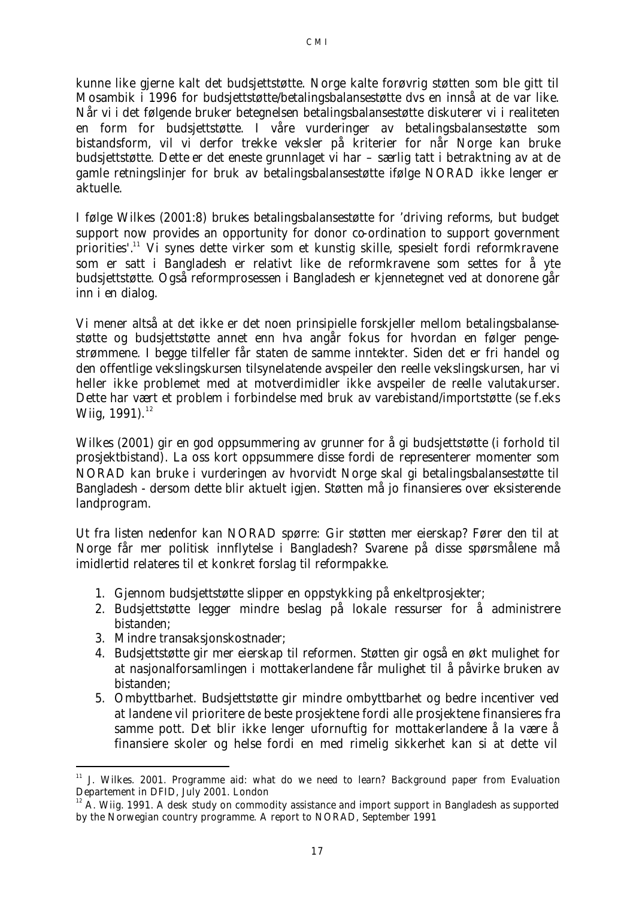kunne like gjerne kalt det budsjettstøtte. Norge kalte forøvrig støtten som ble gitt til Mosambik i 1996 for budsjettstøtte/betalingsbalansestøtte dvs en innså at de var like. Når vi i det følgende bruker betegnelsen betalingsbalansestøtte diskuterer vi i realiteten en form for budsjettstøtte. I våre vurderinger av betalingsbalansestøtte som bistandsform, vil vi derfor trekke veksler på kriterier for når Norge kan bruke budsjettstøtte. Dette er det eneste grunnlaget vi har – særlig tatt i betraktning av at de gamle retningslinjer for bruk av betalingsbalansestøtte ifølge NORAD ikke lenger er aktuelle.

I følge Wilkes (2001:8) brukes betalingsbalansestøtte for 'driving reforms, but budget support now provides an opportunity for donor co-ordination to support government priorities'.[11] Vi synes dette virker som et kunstig skille, spesielt fordi reformkravene som er satt i Bangladesh er relativt like de reformkravene som settes for å yte budsjettstøtte. Også reformprosessen i Bangladesh er kjennetegnet ved at donorene går inn i en dialog.

Vi mener altså at det ikke er det noen prinsipielle forskjeller mellom betalingsbalansestøtte og budsjettstøtte annet enn hva angår fokus for hvordan en følger pengestrømmene. I begge tilfeller får staten de samme inntekter. Siden det er fri handel og den offentlige vekslingskursen tilsynelatende avspeiler den reelle vekslingskursen, har vi heller ikke problemet med at motverdimidler ikke avspeiler de reelle valutakurser. Dette har vært et problem i forbindelse med bruk av varebistand/importstøtte (se f.eks Wiig, 1991).[12]

Wilkes (2001) gir en god oppsummering av grunner for å gi budsjettstøtte (i forhold til prosjektbistand). La oss kort oppsummere disse fordi de representerer momenter som NORAD kan bruke i vurderingen av hvorvidt Norge skal gi betalingsbalansestøtte til Bangladesh - dersom dette blir aktuelt igjen. Støtten må jo finansieres over eksisterende landprogram.

Ut fra listen nedenfor kan NORAD spørre: Gir støtten mer eierskap? Fører den til at Norge får mer politisk innflytelse i Bangladesh? Svarene på disse spørsmålene må imidlertid relateres til et konkret forslag til reformpakke.

1. Gjennom budsjettstøtte slipper en oppstykking på enkeltprosjekter;
2. Budsjettstøtte legger mindre beslag på lokale ressurser for å administrere bistanden;
3. Mindre transaksjonskostnader;
4. Budsjettstøtte gir mer eierskap til reformen. Støtten gir også en økt mulighet for at nasjonalforsamlingen i mottakerlandene får mulighet til å påvirke bruken av bistanden;
5. Ombyttbarhet. Budsjettstøtte gir mindre ombyttbarhet og bedre incentiver ved at landene vil prioritere de beste prosjektene fordi alle prosjektene finansieres fra samme pott. Det blir ikke lenger ufornuftig for mottakerlandene å la være å finansiere skoler og helse fordi en med rimelig sikkerhet kan si at dette vil

---

[11] J. Wilkes. 2001. Programme aid: what do we need to learn? Background paper from Evaluation Departement in DFID, July 2001. London

[12] A. Wiig. 1991. A desk study on commodity assistance and import support in Bangladesh as supported by the Norwegian country programme. A report to NORAD, September 1991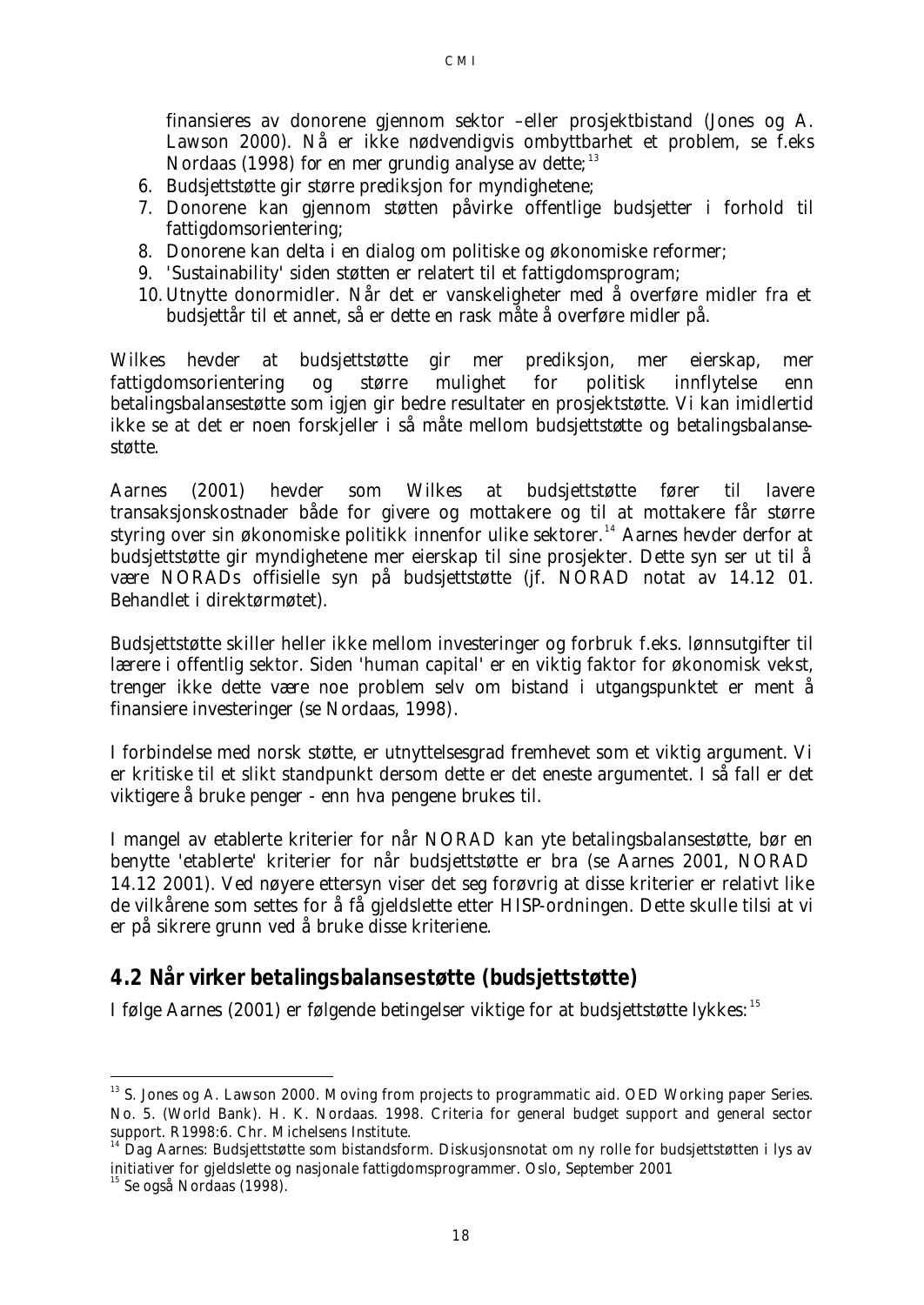finansieres av donorene gjennom sektor –eller prosjektbistand (Jones og A. Lawson 2000). Nå er ikke nødvendigvis ombyttbarhet et problem, se f.eks Nordaas (1998) for en mer grundig analyse av dette;[13]

6. Budsjettstøtte gir større prediksjon for myndighetene;
7. Donorene kan gjennom støtten påvirke offentlige budsjetter i forhold til fattigdomsorientering;
8. Donorene kan delta i en dialog om politiske og økonomiske reformer;
9. 'Sustainability' siden støtten er relatert til et fattigdomsprogram;
10. Utnytte donormidler. Når det er vanskeligheter med å overføre midler fra et budsjettår til et annet, så er dette en rask måte å overføre midler på.

Wilkes hevder at budsjettstøtte gir mer prediksjon, mer eierskap, mer fattigdomsorientering og større mulighet for politisk innflytelse enn betalingsbalansestøtte som igjen gir bedre resultater en prosjektstøtte. Vi kan imidlertid ikke se at det er noen forskjeller i så måte mellom budsjettstøtte og betalingsbalanse-støtte.

Aarnes (2001) hevder som Wilkes at budsjettstøtte fører til lavere transaksjonskostnader både for givere og mottakere og til at mottakere får større styring over sin økonomiske politikk innenfor ulike sektorer.[14] Aarnes hevder derfor at budsjettstøtte gir myndighetene mer eierskap til sine prosjekter. Dette syn ser ut til å være NORADs offisielle syn på budsjettstøtte (jf. NORAD notat av 14.12 01. Behandlet i direktørmøtet).

Budsjettstøtte skiller heller ikke mellom investeringer og forbruk f.eks. lønnsutgifter til lærere i offentlig sektor. Siden 'human capital' er en viktig faktor for økonomisk vekst, trenger ikke dette være noe problem selv om bistand i utgangspunktet er ment å finansiere investeringer (se Nordaas, 1998).

I forbindelse med norsk støtte, er utnyttelsesgrad fremhevet som et viktig argument. Vi er kritiske til et slikt standpunkt dersom dette er det eneste argumentet. I så fall er det viktigere å bruke penger - enn hva pengene brukes til.

I mangel av etablerte kriterier for når NORAD kan yte betalingsbalansestøtte, bør en benytte 'etablerte' kriterier for når budsjettstøtte er bra (se Aarnes 2001, NORAD 14.12 2001). Ved nøyere ettersyn viser det seg forøvrig at disse kriterier er relativt like de vilkårene som settes for å få gjeldslette etter HISP-ordningen. Dette skulle tilsi at vi er på sikrere grunn ved å bruke disse kriteriene.

## 4.2 Når virker betalingsbalansestøtte (budsjettstøtte)

I følge Aarnes (2001) er følgende betingelser viktige for at budsjettstøtte lykkes:[15]

---

[13] S. Jones og A. Lawson 2000. Moving from projects to programmatic aid. OED Working paper Series. No. 5. (World Bank). H. K. Nordaas. 1998. Criteria for general budget support and general sector support. R1998:6. Chr. Michelsens Institute.

[14] Dag Aarnes: Budsjettstøtte som bistandsform. Diskusjonsnotat om ny rolle for budsjettstøtten i lys av initiativer for gjeldslette og nasjonale fattigdomsprogrammer. Oslo, September 2001

[15] Se også Nordaas (1998).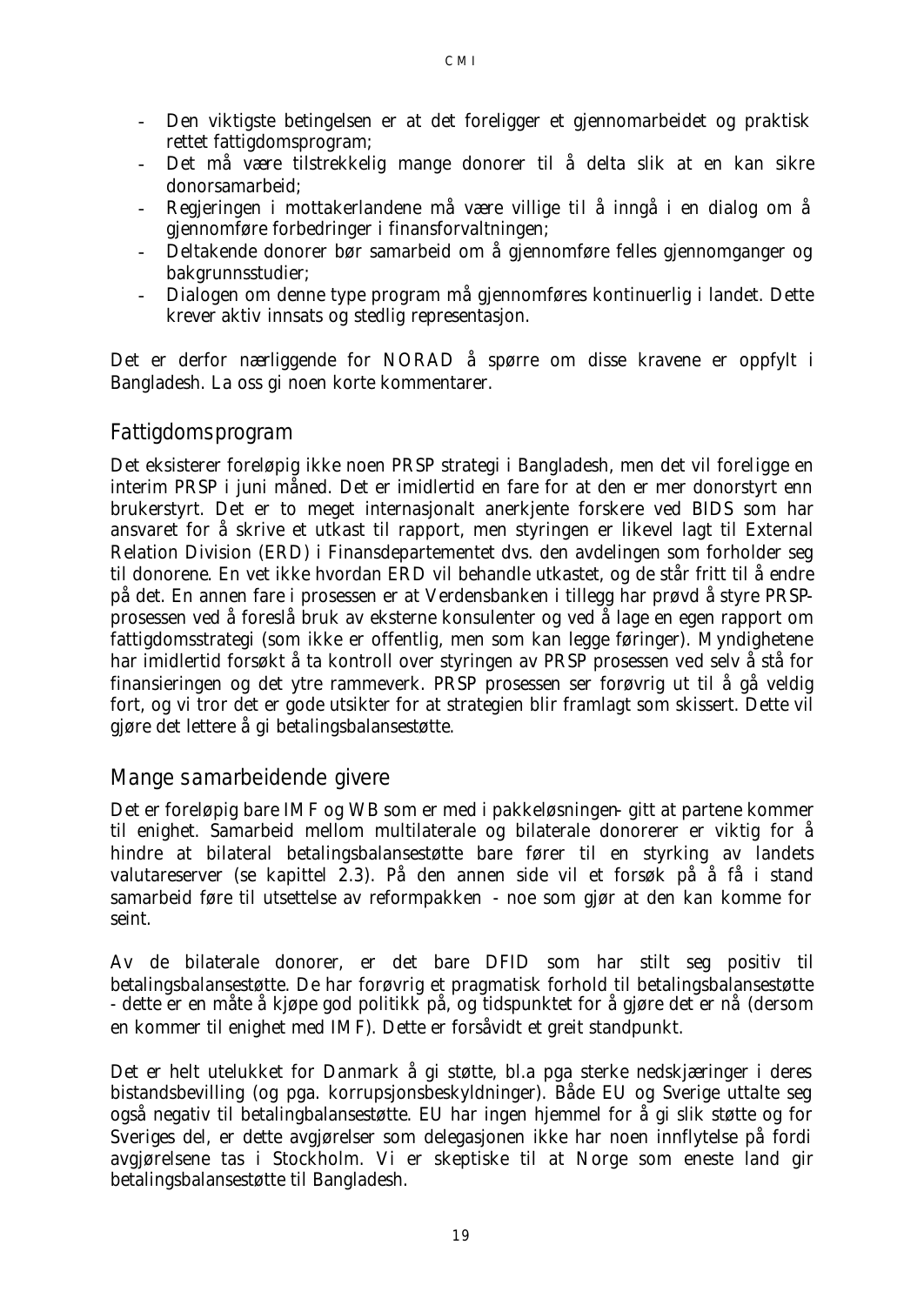- Den viktigste betingelsen er at det foreligger et gjennomarbeidet og praktisk rettet fattigdomsprogram;
- Det må være tilstrekkelig mange donorer til å delta slik at en kan sikre donorsamarbeid;
- Regjeringen i mottakerlandene må være villige til å inngå i en dialog om å gjennomføre forbedringer i finansforvaltningen;
- Deltakende donorer bør samarbeid om å gjennomføre felles gjennomganger og bakgrunnsstudier;
- Dialogen om denne type program må gjennomføres kontinuerlig i landet. Dette krever aktiv innsats og stedlig representasjon.

Det er derfor nærliggende for NORAD å spørre om disse kravene er oppfylt i Bangladesh. La oss gi noen korte kommentarer.

## Fattigdomsprogram

Det eksisterer foreløpig ikke noen PRSP strategi i Bangladesh, men det vil foreligge en interim PRSP i juni måned. Det er imidlertid en fare for at den er mer donorstyrt enn brukerstyrt. Det er to meget internasjonalt anerkjente forskere ved BIDS som har ansvaret for å skrive et utkast til rapport, men styringen er likevel lagt til External Relation Division (ERD) i Finansdepartementet dvs. den avdelingen som forholder seg til donorene. En vet ikke hvordan ERD vil behandle utkastet, og de står fritt til å endre på det. En annen fare i prosessen er at Verdensbanken i tillegg har prøvd å styre PRSP-prosessen ved å foreslå bruk av eksterne konsulenter og ved å lage en egen rapport om fattigdomsstrategi (som ikke er offentlig, men som kan legge føringer). Myndighetene har imidlertid forsøkt å ta kontroll over styringen av PRSP prosessen ved selv å stå for finansieringen og det ytre rammeverk. PRSP prosessen ser forøvrig ut til å gå veldig fort, og vi tror det er gode utsikter for at strategien blir framlagt som skissert. Dette vil gjøre det lettere å gi betalingsbalansestøtte.

## Mange samarbeidende givere

Det er foreløpig bare IMF og WB som er med i pakkeløsningen- gitt at partene kommer til enighet. Samarbeid mellom multilaterale og bilaterale donorerer er viktig for å hindre at bilateral betalingsbalansestøtte bare fører til en styrking av landets valutareserver (se kapittel 2.3). På den annen side vil et forsøk på å få i stand samarbeid føre til utsettelse av reformpakken - noe som gjør at den kan komme for seint.

Av de bilaterale donorer, er det bare DFID som har stilt seg positiv til betalingsbalansestøtte. De har forøvrig et pragmatisk forhold til betalingsbalansestøtte - dette er en måte å kjøpe god politikk på, og tidspunktet for å gjøre det er nå (dersom en kommer til enighet med IMF). Dette er forsåvidt et greit standpunkt.

Det er helt utelukket for Danmark å gi støtte, bl.a pga sterke nedskjæringer i deres bistandsbevilling (og pga. korrupsjonsbeskyldninger). Både EU og Sverige uttalte seg også negativ til betalingbalansestøtte. EU har ingen hjemmel for å gi slik støtte og for Sveriges del, er dette avgjørelser som delegasjonen ikke har noen innflytelse på fordi avgjørelsene tas i Stockholm. Vi er skeptiske til at Norge som eneste land gir betalingsbalansestøtte til Bangladesh.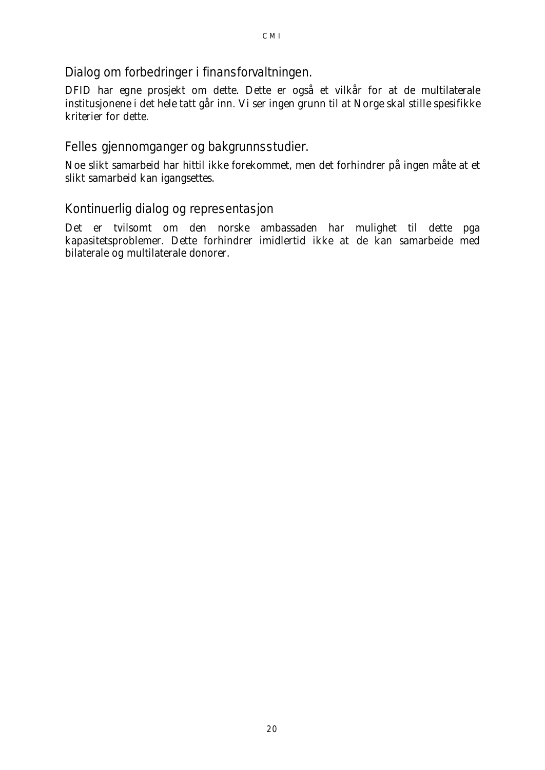## Dialog om forbedringer i finansforvaltningen.

DFID har egne prosjekt om dette. Dette er også et vilkår for at de multilaterale institusjonene i det hele tatt går inn. Vi ser ingen grunn til at Norge skal stille spesifikke kriterier for dette.

## Felles gjennomganger og bakgrunnsstudier.

Noe slikt samarbeid har hittil ikke forekommet, men det forhindrer på ingen måte at et slikt samarbeid kan igangsettes.

## Kontinuerlig dialog og representasjon

Det er tvilsomt om den norske ambassaden har mulighet til dette pga kapasitetsproblemer. Dette forhindrer imidlertid ikke at de kan samarbeide med bilaterale og multilaterale donorer.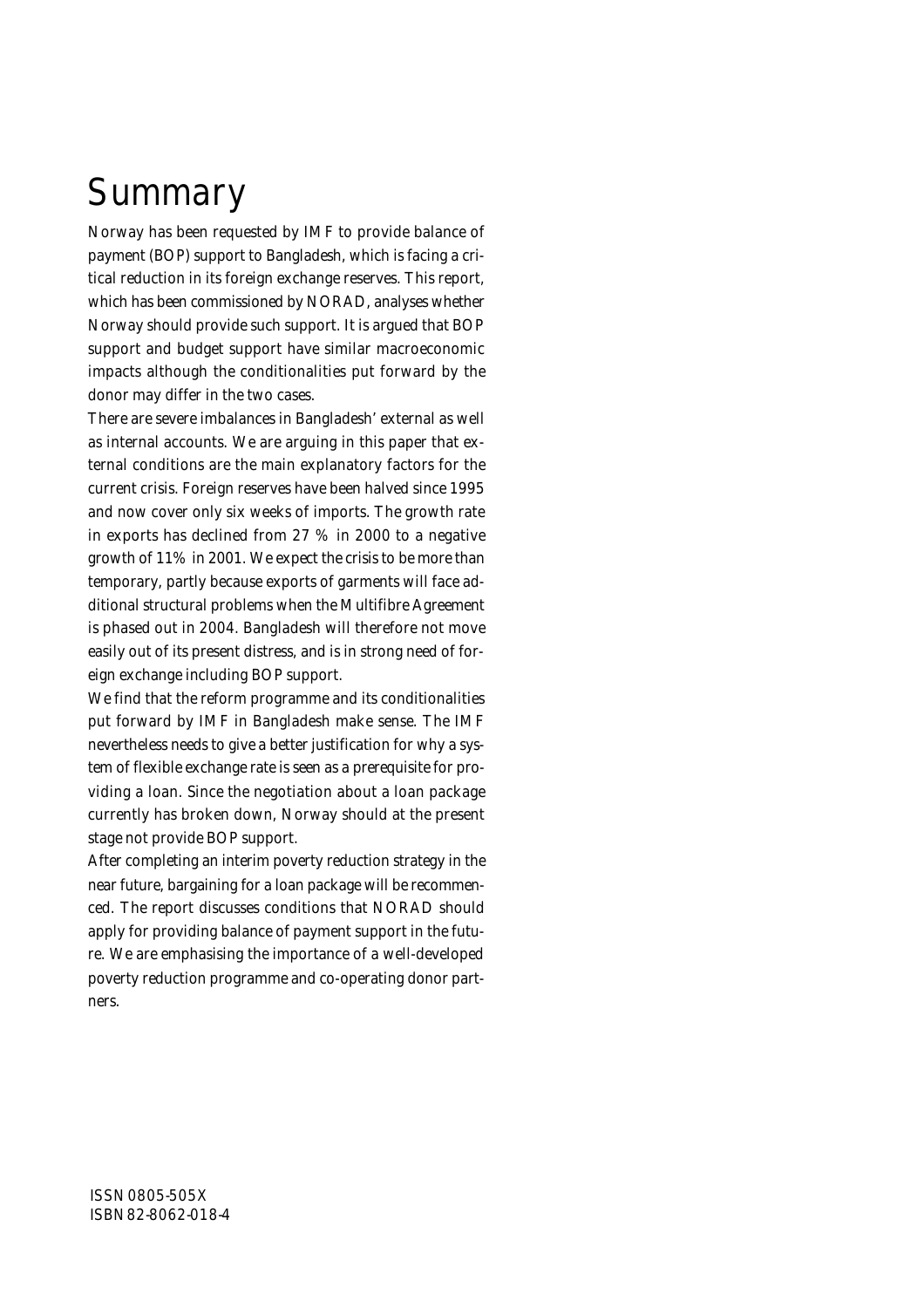# Summary

Norway has been requested by IMF to provide balance of payment (BOP) support to Bangladesh, which is facing a critical reduction in its foreign exchange reserves. This report, which has been commissioned by NORAD, analyses whether Norway should provide such support. It is argued that BOP support and budget support have similar macroeconomic impacts although the conditionalities put forward by the donor may differ in the two cases.

There are severe imbalances in Bangladesh' external as well as internal accounts. We are arguing in this paper that external conditions are the main explanatory factors for the current crisis. Foreign reserves have been halved since 1995 and now cover only six weeks of imports. The growth rate in exports has declined from 27 % in 2000 to a negative growth of 11% in 2001. We expect the crisis to be more than temporary, partly because exports of garments will face additional structural problems when the Multifibre Agreement is phased out in 2004. Bangladesh will therefore not move easily out of its present distress, and is in strong need of foreign exchange including BOP support.

We find that the reform programme and its conditionalities put forward by IMF in Bangladesh make sense. The IMF nevertheless needs to give a better justification for why a system of flexible exchange rate is seen as a prerequisite for providing a loan. Since the negotiation about a loan package currently has broken down, Norway should at the present stage not provide BOP support.

After completing an interim poverty reduction strategy in the near future, bargaining for a loan package will be recommenced. The report discusses conditions that NORAD should apply for providing balance of payment support in the future. We are emphasising the importance of a well-developed poverty reduction programme and co-operating donor partners.

ISSN 0805-505X
ISBN 82-8062-018-4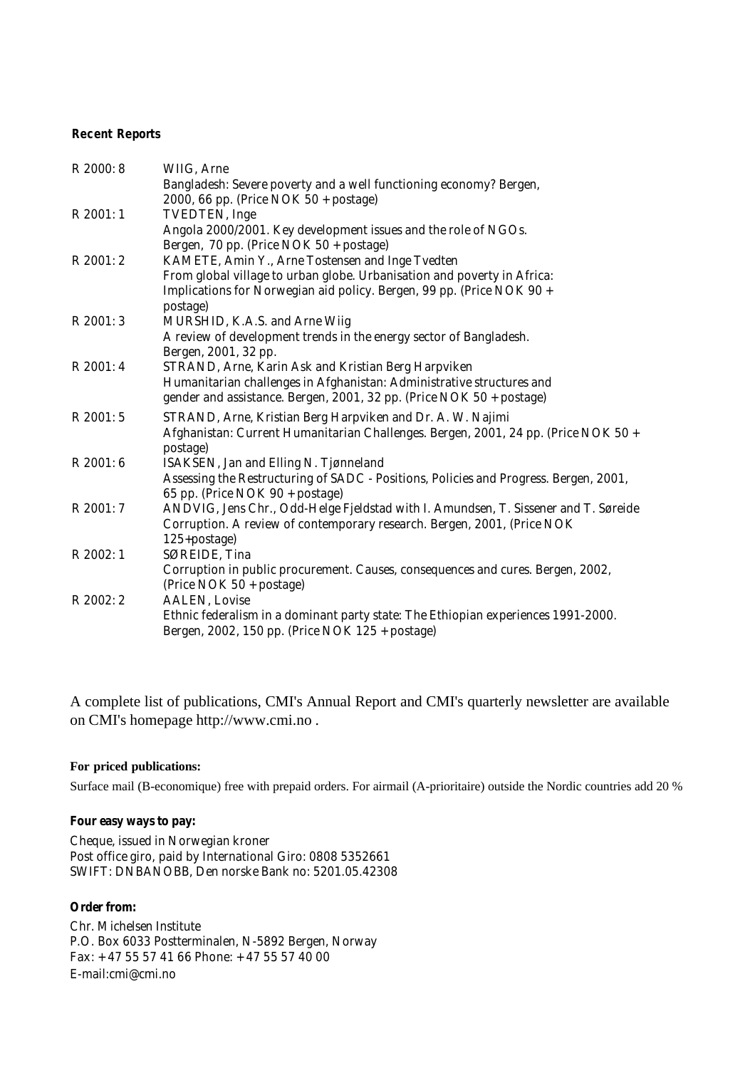**Recent Reports**

| | |
|---|---|
| R 2000: 8 | WIIG, Arne<br>Bangladesh: Severe poverty and a well functioning economy? Bergen, 2000, 66 pp. (Price NOK 50 + postage) |
| R 2001: 1 | TVEDTEN, Inge<br>Angola 2000/2001. Key development issues and the role of NGOs. Bergen, 70 pp. (Price NOK 50 + postage) |
| R 2001: 2 | KAMETE, Amin Y., Arne Tostensen and Inge Tvedten<br>From global village to urban globe. Urbanisation and poverty in Africa: Implications for Norwegian aid policy. Bergen, 99 pp. (Price NOK 90 + postage) |
| R 2001: 3 | MURSHID, K.A.S. and Arne Wiig<br>A review of development trends in the energy sector of Bangladesh. Bergen, 2001, 32 pp. |
| R 2001: 4 | STRAND, Arne, Karin Ask and Kristian Berg Harpviken<br>Humanitarian challenges in Afghanistan: Administrative structures and gender and assistance. Bergen, 2001, 32 pp. (Price NOK 50 + postage) |
| R 2001: 5 | STRAND, Arne, Kristian Berg Harpviken and Dr. A. W. Najimi<br>Afghanistan: Current Humanitarian Challenges. Bergen, 2001, 24 pp. (Price NOK 50 + postage) |
| R 2001: 6 | ISAKSEN, Jan and Elling N. Tjønneland<br>Assessing the Restructuring of SADC - Positions, Policies and Progress. Bergen, 2001, 65 pp. (Price NOK 90 + postage) |
| R 2001: 7 | ANDVIG, Jens Chr., Odd-Helge Fjeldstad with I. Amundsen, T. Sissener and T. Søreide<br>Corruption. A review of contemporary research. Bergen, 2001, (Price NOK 125+postage) |
| R 2002: 1 | SØREIDE, Tina<br>Corruption in public procurement. Causes, consequences and cures. Bergen, 2002, (Price NOK 50 + postage) |
| R 2002: 2 | AALEN, Lovise<br>Ethnic federalism in a dominant party state: The Ethiopian experiences 1991-2000. Bergen, 2002, 150 pp. (Price NOK 125 + postage) |

A complete list of publications, CMI's Annual Report and CMI's quarterly newsletter are available on CMI's homepage http://www.cmi.no .

**For priced publications:**

Surface mail (B-economique) free with prepaid orders. For airmail (A-prioritaire) outside the Nordic countries add 20 %

**Four easy ways to pay:**

Cheque, issued in Norwegian kroner
Post office giro, paid by International Giro: 0808 5352661
SWIFT: DNBANOBB, Den norske Bank no: 5201.05.42308

**Order from:**

Chr. Michelsen Institute
P.O. Box 6033 Postterminalen, N-5892 Bergen, Norway
Fax: + 47 55 57 41 66 Phone: + 47 55 57 40 00
E-mail:cmi@cmi.no